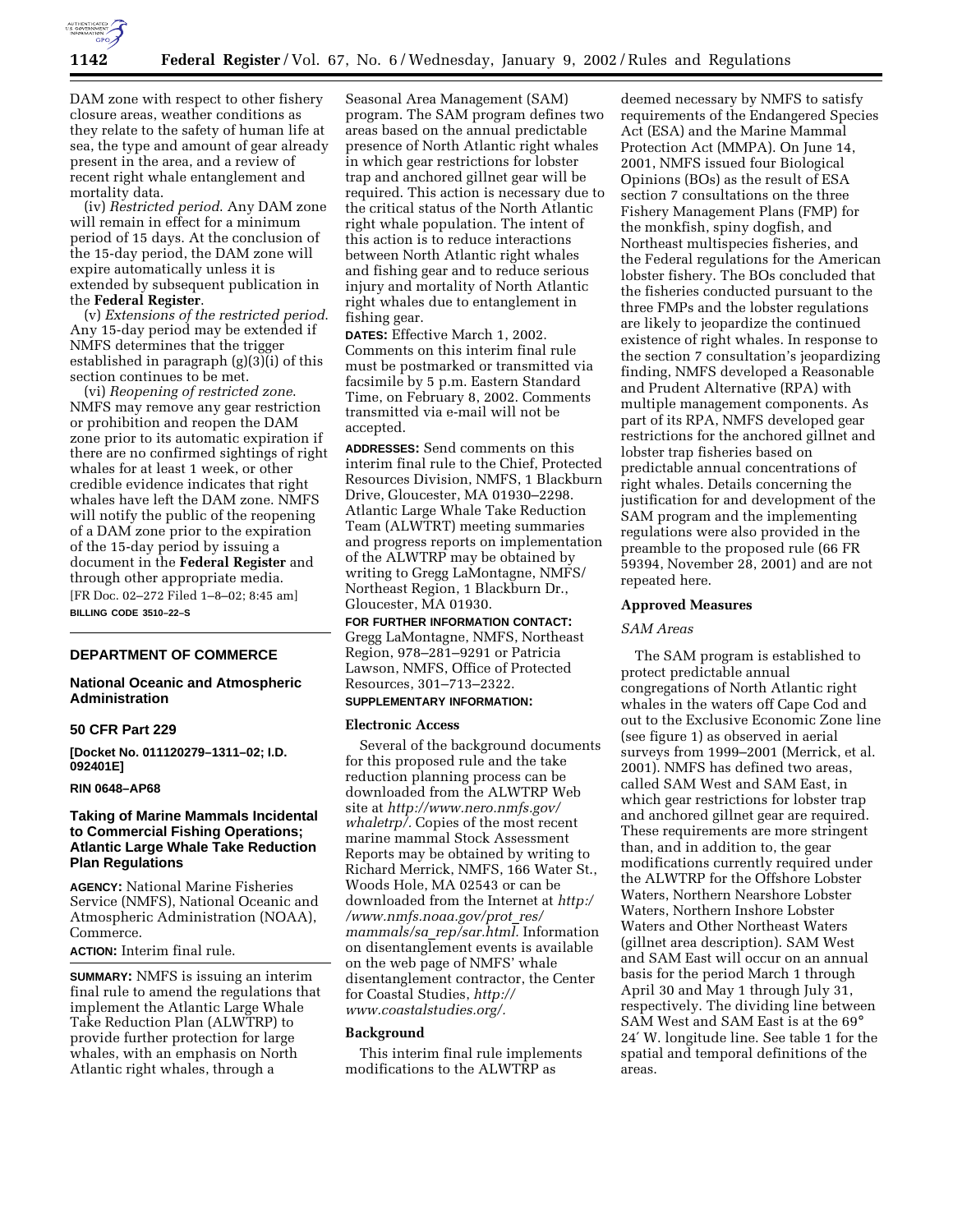DAM zone with respect to other fishery closure areas, weather conditions as they relate to the safety of human life at sea, the type and amount of gear already present in the area, and a review of recent right whale entanglement and mortality data.

(iv) *Restricted period*. Any DAM zone will remain in effect for a minimum period of 15 days. At the conclusion of the 15-day period, the DAM zone will expire automatically unless it is extended by subsequent publication in the **Federal Register**.

(v) *Extensions of the restricted period*. Any 15-day period may be extended if NMFS determines that the trigger established in paragraph (g)(3)(i) of this section continues to be met.

(vi) *Reopening of restricted zone*. NMFS may remove any gear restriction or prohibition and reopen the DAM zone prior to its automatic expiration if there are no confirmed sightings of right whales for at least 1 week, or other credible evidence indicates that right whales have left the DAM zone. NMFS will notify the public of the reopening of a DAM zone prior to the expiration of the 15-day period by issuing a document in the **Federal Register** and through other appropriate media.

[FR Doc. 02–272 Filed 1–8–02; 8:45 am]

**BILLING CODE 3510–22–S**

---

## DEPARTMENT OF COMMERCE

### National Oceanic and Atmospheric Administration

### 50 CFR Part 229

**[Docket No. 011120279–1311–02; I.D. 092401E]**

**RIN 0648–AP68**

### Taking of Marine Mammals Incidental to Commercial Fishing Operations; Atlantic Large Whale Take Reduction Plan Regulations

**AGENCY:** National Marine Fisheries Service (NMFS), National Oceanic and Atmospheric Administration (NOAA), Commerce.

**ACTION:** Interim final rule.

**SUMMARY:** NMFS is issuing an interim final rule to amend the regulations that implement the Atlantic Large Whale Take Reduction Plan (ALWTRP) to provide further protection for large whales, with an emphasis on North Atlantic right whales, through a Seasonal Area Management (SAM) program. The SAM program defines two areas based on the annual predictable presence of North Atlantic right whales in which gear restrictions for lobster trap and anchored gillnet gear will be required. This action is necessary due to the critical status of the North Atlantic right whale population. The intent of this action is to reduce interactions between North Atlantic right whales and fishing gear and to reduce serious injury and mortality of North Atlantic right whales due to entanglement in fishing gear.

**DATES:** Effective March 1, 2002. Comments on this interim final rule must be postmarked or transmitted via facsimile by 5 p.m. Eastern Standard Time, on February 8, 2002. Comments transmitted via e-mail will not be accepted.

**ADDRESSES:** Send comments on this interim final rule to the Chief, Protected Resources Division, NMFS, 1 Blackburn Drive, Gloucester, MA 01930–2298. Atlantic Large Whale Take Reduction Team (ALWTRT) meeting summaries and progress reports on implementation of the ALWTRP may be obtained by writing to Gregg LaMontagne, NMFS/ Northeast Region, 1 Blackburn Dr., Gloucester, MA 01930.

**FOR FURTHER INFORMATION CONTACT:** Gregg LaMontagne, NMFS, Northeast Region, 978–281–9291 or Patricia Lawson, NMFS, Office of Protected Resources, 301–713–2322.

**SUPPLEMENTARY INFORMATION:**

#### Electronic Access

Several of the background documents for this proposed rule and the take reduction planning process can be downloaded from the ALWTRP Web site at *http://www.nero.nmfs.gov/whaletrp/*. Copies of the most recent marine mammal Stock Assessment Reports may be obtained by writing to Richard Merrick, NMFS, 166 Water St., Woods Hole, MA 02543 or can be downloaded from the Internet at *http://www.nmfs.noaa.gov/prot_res/mammals/sa_rep/sar.html*. Information on disentanglement events is available on the web page of NMFS' whale disentanglement contractor, the Center for Coastal Studies, *http://www.coastalstudies.org/*.

#### Background

This interim final rule implements modifications to the ALWTRP as deemed necessary by NMFS to satisfy requirements of the Endangered Species Act (ESA) and the Marine Mammal Protection Act (MMPA). On June 14, 2001, NMFS issued four Biological Opinions (BOs) as the result of ESA section 7 consultations on the three Fishery Management Plans (FMP) for the monkfish, spiny dogfish, and Northeast multispecies fisheries, and the Federal regulations for the American lobster fishery. The BOs concluded that the fisheries conducted pursuant to the three FMPs and the lobster regulations are likely to jeopardize the continued existence of right whales. In response to the section 7 consultation's jeopardizing finding, NMFS developed a Reasonable and Prudent Alternative (RPA) with multiple management components. As part of its RPA, NMFS developed gear restrictions for the anchored gillnet and lobster trap fisheries based on predictable annual concentrations of right whales. Details concerning the justification for and development of the SAM program and the implementing regulations were also provided in the preamble to the proposed rule (66 FR 59394, November 28, 2001) and are not repeated here.

#### Approved Measures

*SAM Areas*

The SAM program is established to protect predictable annual congregations of North Atlantic right whales in the waters off Cape Cod and out to the Exclusive Economic Zone line (see figure 1) as observed in aerial surveys from 1999–2001 (Merrick, et al. 2001). NMFS has defined two areas, called SAM West and SAM East, in which gear restrictions for lobster trap and anchored gillnet gear are required. These requirements are more stringent than, and in addition to, the gear modifications currently required under the ALWTRP for the Offshore Lobster Waters, Northern Nearshore Lobster Waters, Northern Inshore Lobster Waters and Other Northeast Waters (gillnet area description). SAM West and SAM East will occur on an annual basis for the period March 1 through April 30 and May 1 through July 31, respectively. The dividing line between SAM West and SAM East is at the 69° 24′ W. longitude line. See table 1 for the spatial and temporal definitions of the areas.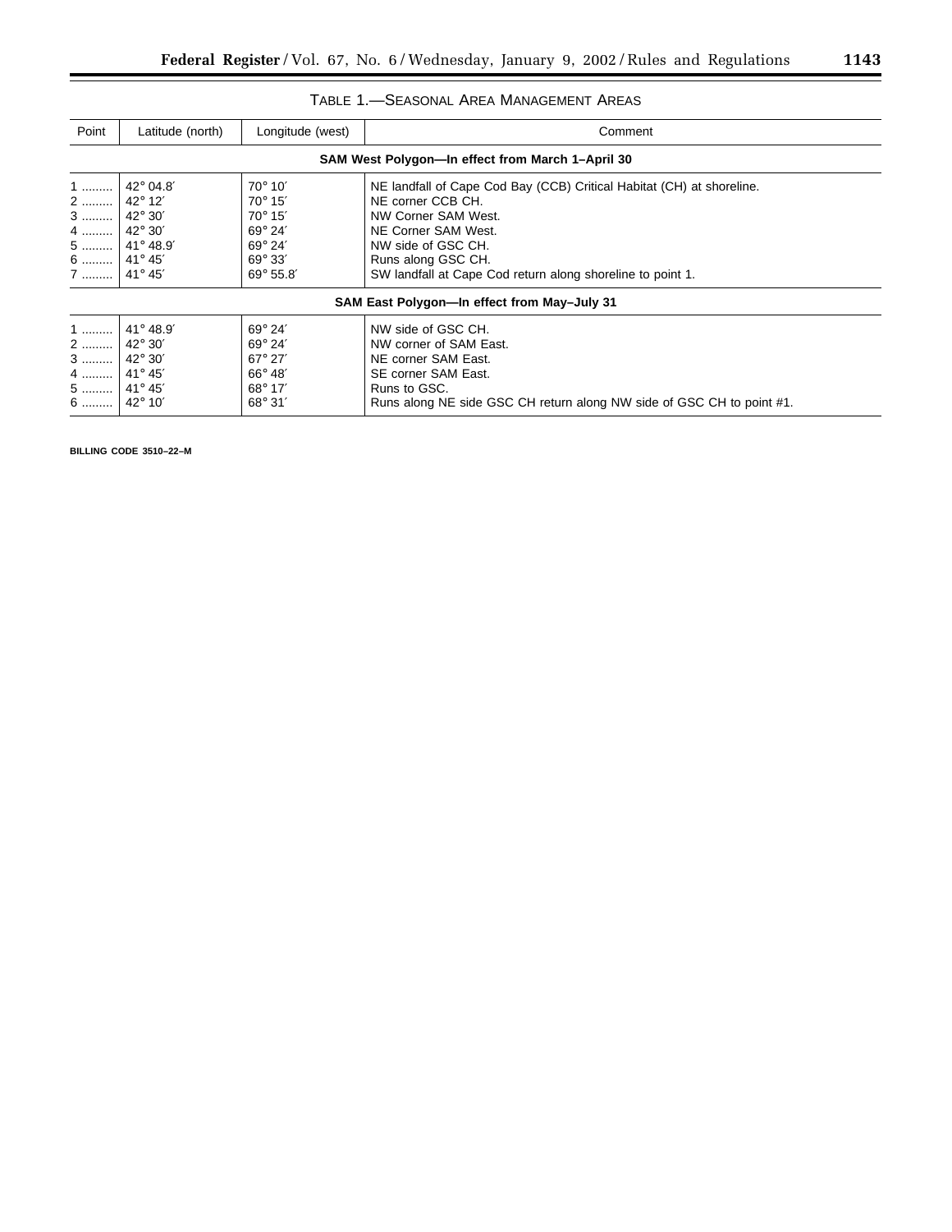TABLE 1.—SEASONAL AREA MANAGEMENT AREAS

| Point | Latitude (north) | Longitude (west) | Comment |
| --- | --- | --- | --- |
| **SAM West Polygon—In effect from March 1–April 30** | | | |
| 1 | 42° 04.8′ | 70° 10′ | NE landfall of Cape Cod Bay (CCB) Critical Habitat (CH) at shoreline. |
| 2 | 42° 12′ | 70° 15′ | NE corner CCB CH. |
| 3 | 42° 30′ | 70° 15′ | NW Corner SAM West. |
| 4 | 42° 30′ | 69° 24′ | NE Corner SAM West. |
| 5 | 41° 48.9′ | 69° 24′ | NW side of GSC CH. |
| 6 | 41° 45′ | 69° 33′ | Runs along GSC CH. |
| 7 | 41° 45′ | 69° 55.8′ | SW landfall at Cape Cod return along shoreline to point 1. |
| **SAM East Polygon—In effect from May–July 31** | | | |
| 1 | 41° 48.9′ | 69° 24′ | NW side of GSC CH. |
| 2 | 42° 30′ | 69° 24′ | NW corner of SAM East. |
| 3 | 42° 30′ | 67° 27′ | NE corner SAM East. |
| 4 | 41° 45′ | 66° 48′ | SE corner SAM East. |
| 5 | 41° 45′ | 68° 17′ | Runs to GSC. |
| 6 | 42° 10′ | 68° 31′ | Runs along NE side GSC CH return along NW side of GSC CH to point #1. |

BILLING CODE 3510–22–M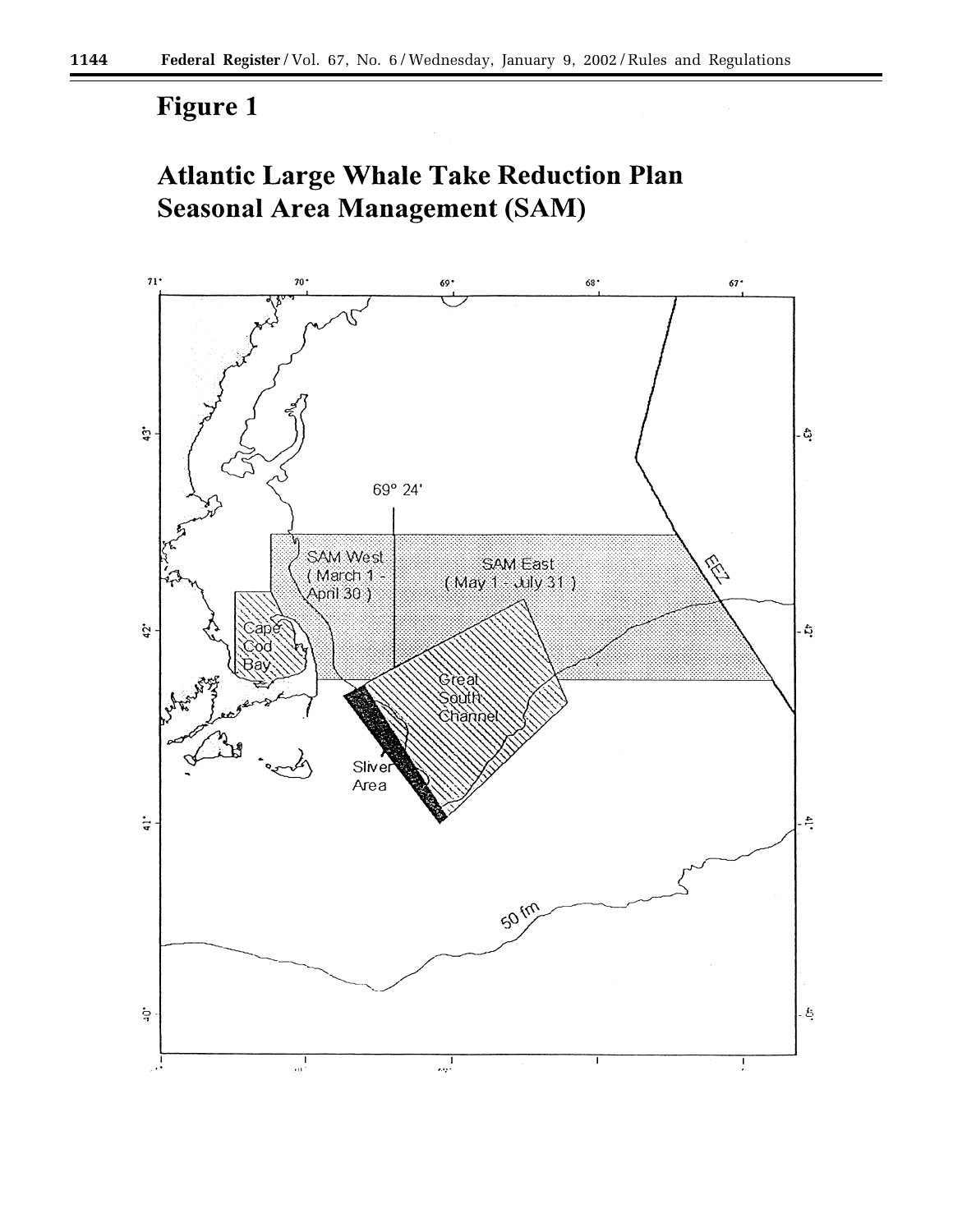# Figure 1

## Atlantic Large Whale Take Reduction Plan Seasonal Area Management (SAM)

71° 70° 69° 68° 67°

43° 42° 41° 40°

69° 24'

SAM West (March 1 - April 30)

SAM East (May 1 - July 31)

Cape Cod Bay

Great South Channel

Sliver Area

EEZ

50 fm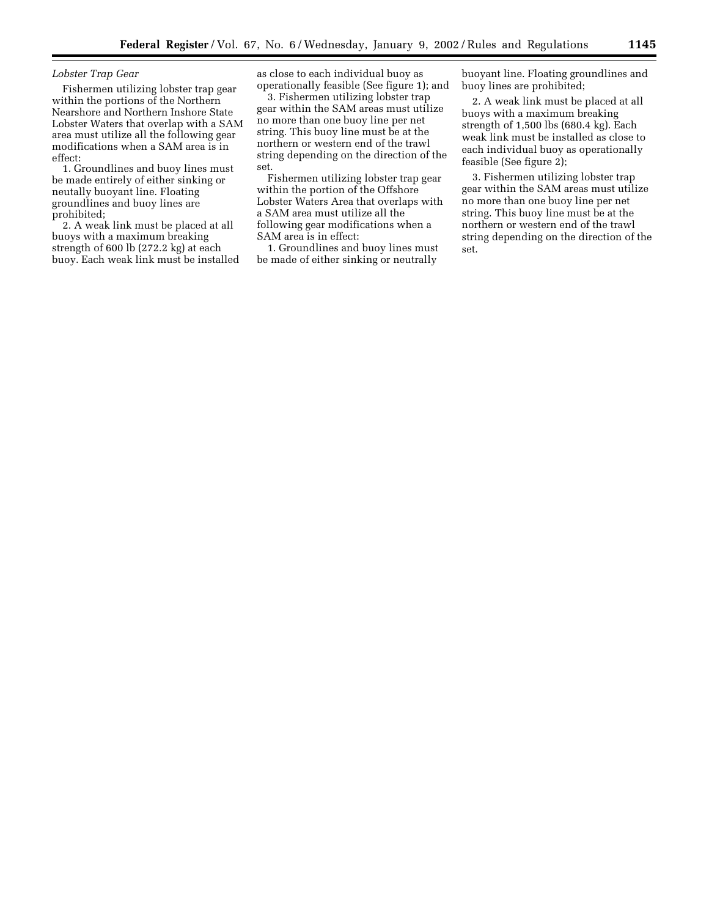*Lobster Trap Gear*

Fishermen utilizing lobster trap gear within the portions of the Northern Nearshore and Northern Inshore State Lobster Waters that overlap with a SAM area must utilize all the following gear modifications when a SAM area is in effect:

1. Groundlines and buoy lines must be made entirely of either sinking or neutally buoyant line. Floating groundlines and buoy lines are prohibited;

2. A weak link must be placed at all buoys with a maximum breaking strength of 600 lb (272.2 kg) at each buoy. Each weak link must be installed as close to each individual buoy as operationally feasible (See figure 1); and

3. Fishermen utilizing lobster trap gear within the SAM areas must utilize no more than one buoy line per net string. This buoy line must be at the northern or western end of the trawl string depending on the direction of the set.

Fishermen utilizing lobster trap gear within the portion of the Offshore Lobster Waters Area that overlaps with a SAM area must utilize all the following gear modifications when a SAM area is in effect:

1. Groundlines and buoy lines must be made of either sinking or neutrally buoyant line. Floating groundlines and buoy lines are prohibited;

2. A weak link must be placed at all buoys with a maximum breaking strength of 1,500 lbs (680.4 kg). Each weak link must be installed as close to each individual buoy as operationally feasible (See figure 2);

3. Fishermen utilizing lobster trap gear within the SAM areas must utilize no more than one buoy line per net string. This buoy line must be at the northern or western end of the trawl string depending on the direction of the set.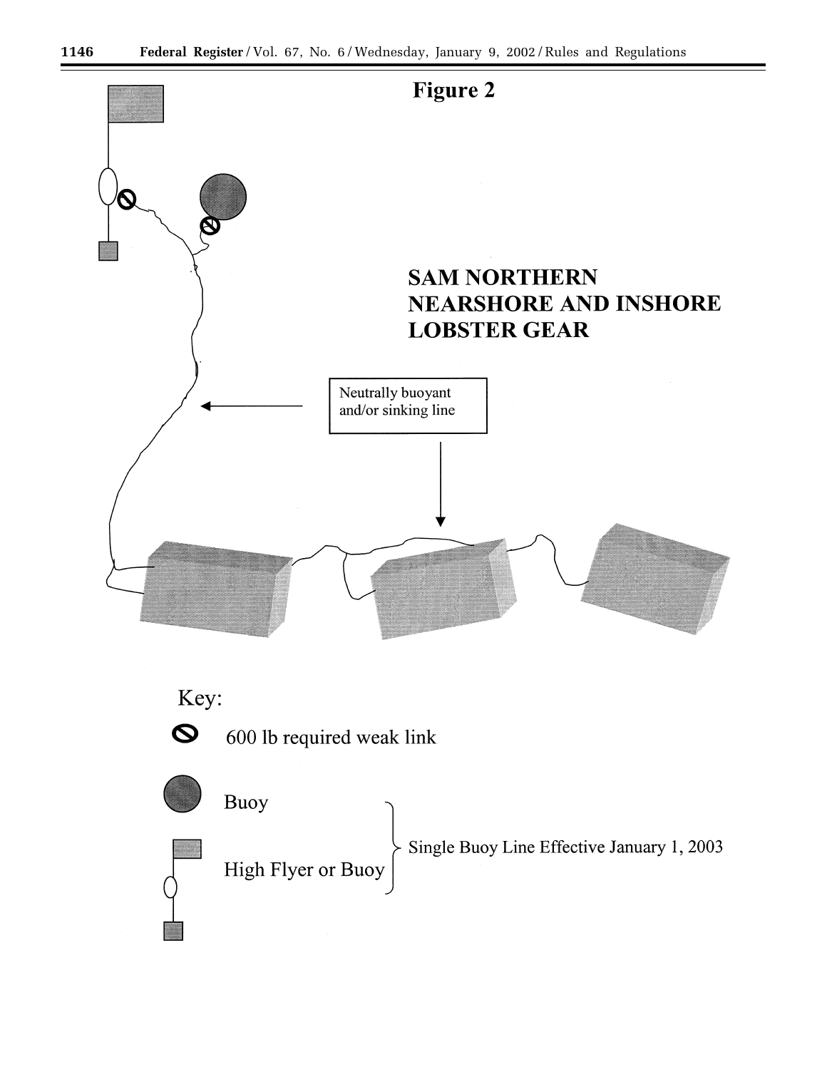## Figure 2

SAM NORTHERN NEARSHORE AND INSHORE LOBSTER GEAR

Neutrally buoyant and/or sinking line

Key:

600 lb required weak link

Buoy

High Flyer or Buoy

Single Buoy Line Effective January 1, 2003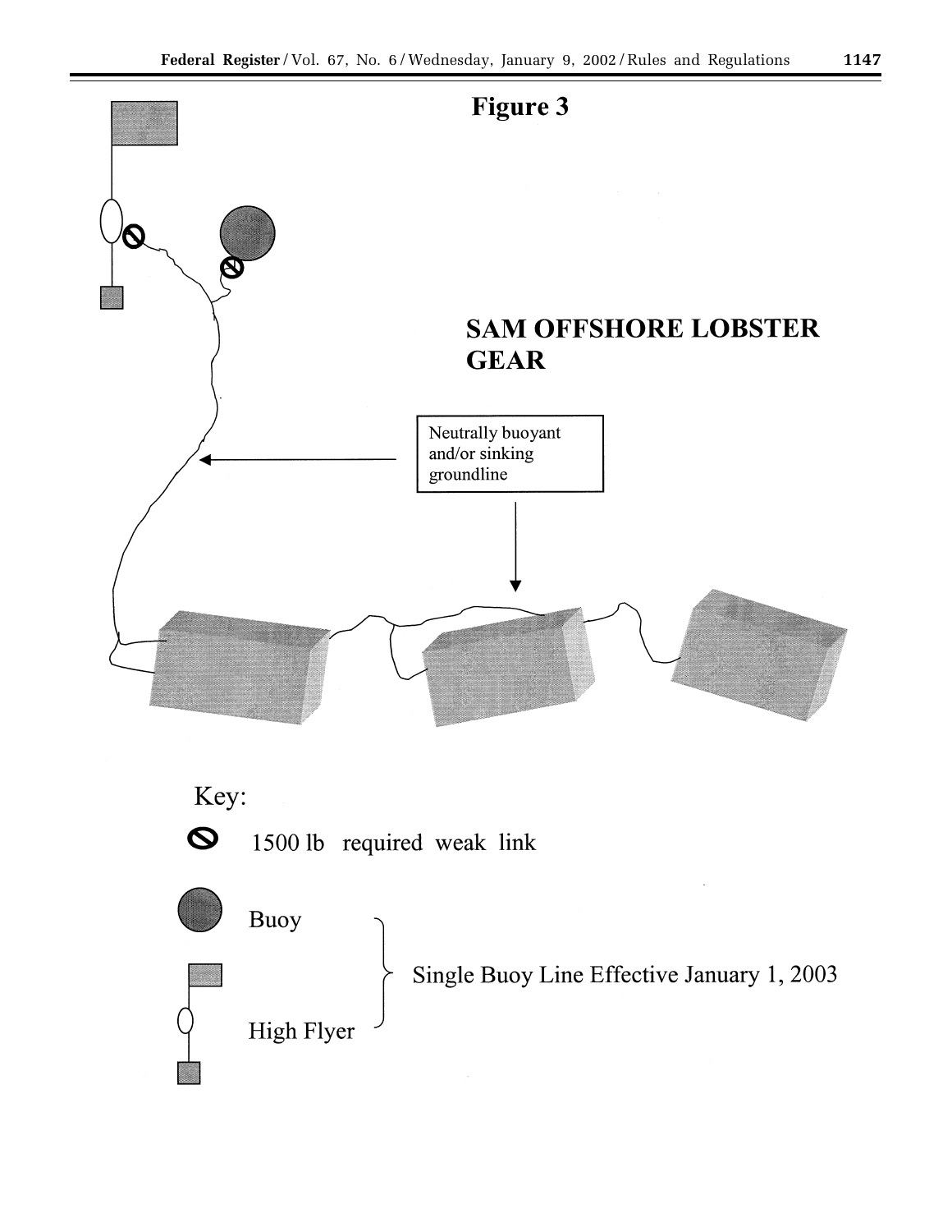# Figure 3

SAM OFFSHORE LOBSTER GEAR

Neutrally buoyant and/or sinking groundline

Key:

1500 lb required weak link

Buoy

High Flyer

Single Buoy Line Effective January 1, 2003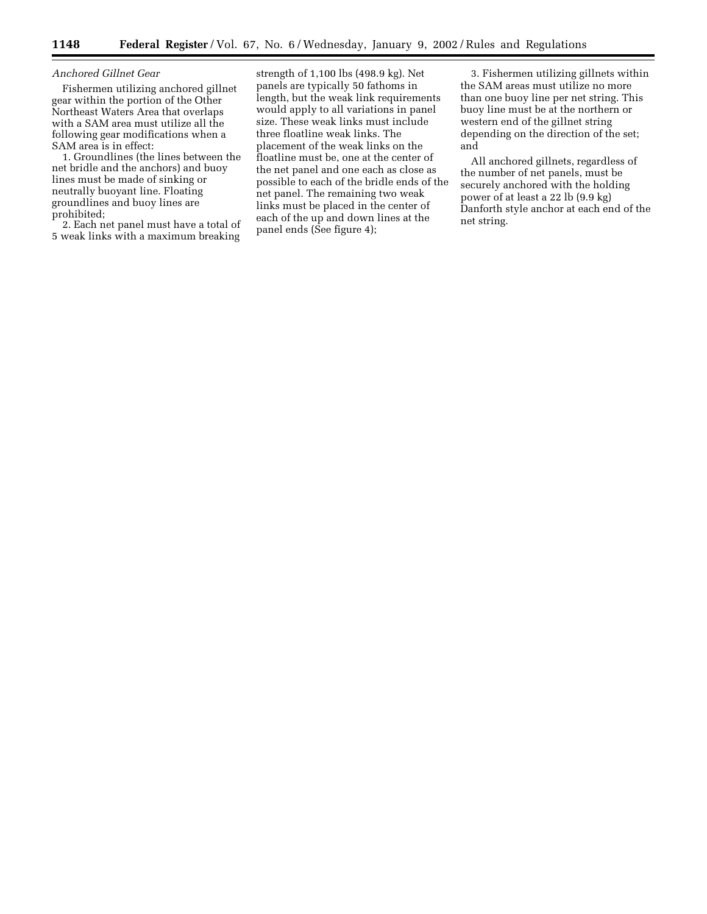*Anchored Gillnet Gear*

Fishermen utilizing anchored gillnet gear within the portion of the Other Northeast Waters Area that overlaps with a SAM area must utilize all the following gear modifications when a SAM area is in effect:

1. Groundlines (the lines between the net bridle and the anchors) and buoy lines must be made of sinking or neutrally buoyant line. Floating groundlines and buoy lines are prohibited;

2. Each net panel must have a total of 5 weak links with a maximum breaking strength of 1,100 lbs (498.9 kg). Net panels are typically 50 fathoms in length, but the weak link requirements would apply to all variations in panel size. These weak links must include three floatline weak links. The placement of the weak links on the floatline must be, one at the center of the net panel and one each as close as possible to each of the bridle ends of the net panel. The remaining two weak links must be placed in the center of each of the up and down lines at the panel ends (See figure 4);

3. Fishermen utilizing gillnets within the SAM areas must utilize no more than one buoy line per net string. This buoy line must be at the northern or western end of the gillnet string depending on the direction of the set; and

All anchored gillnets, regardless of the number of net panels, must be securely anchored with the holding power of at least a 22 lb (9.9 kg) Danforth style anchor at each end of the net string.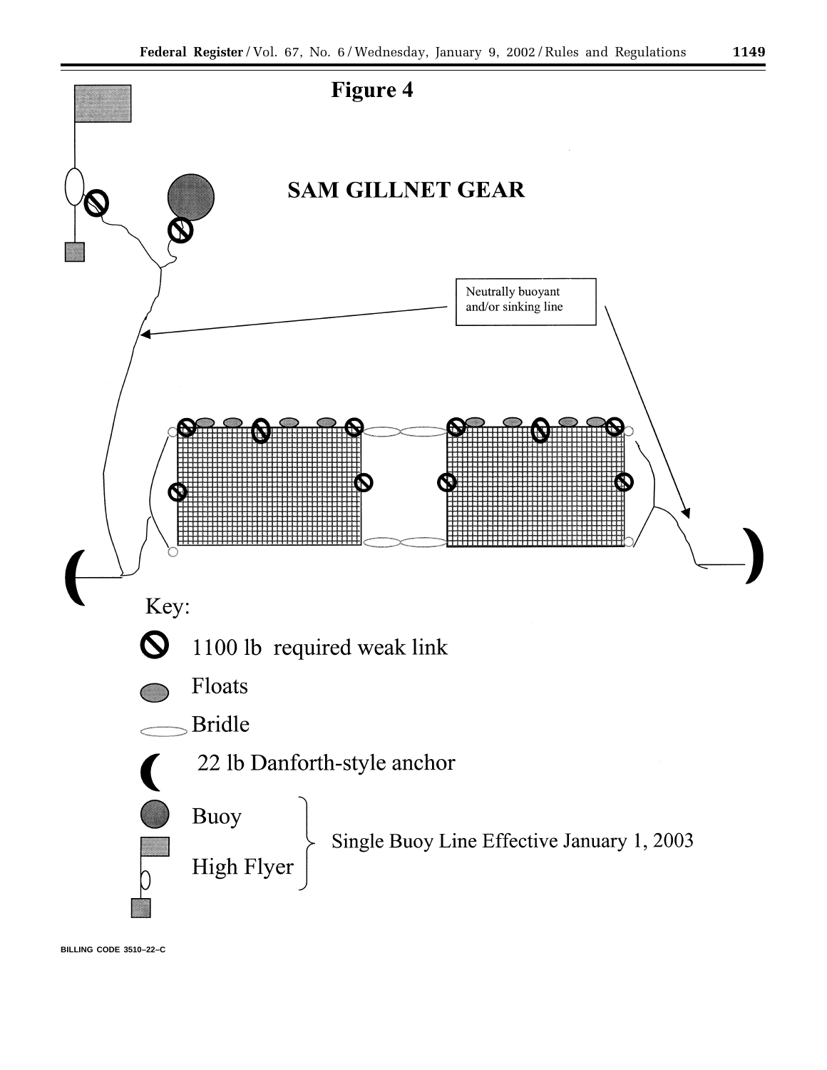# Figure 4

## SAM GILLNET GEAR

Neutrally buoyant and/or sinking line

Key:

1100 lb required weak link

Floats

Bridle

22 lb Danforth-style anchor

Buoy

High Flyer

Single Buoy Line Effective January 1, 2003

BILLING CODE 3510–22–C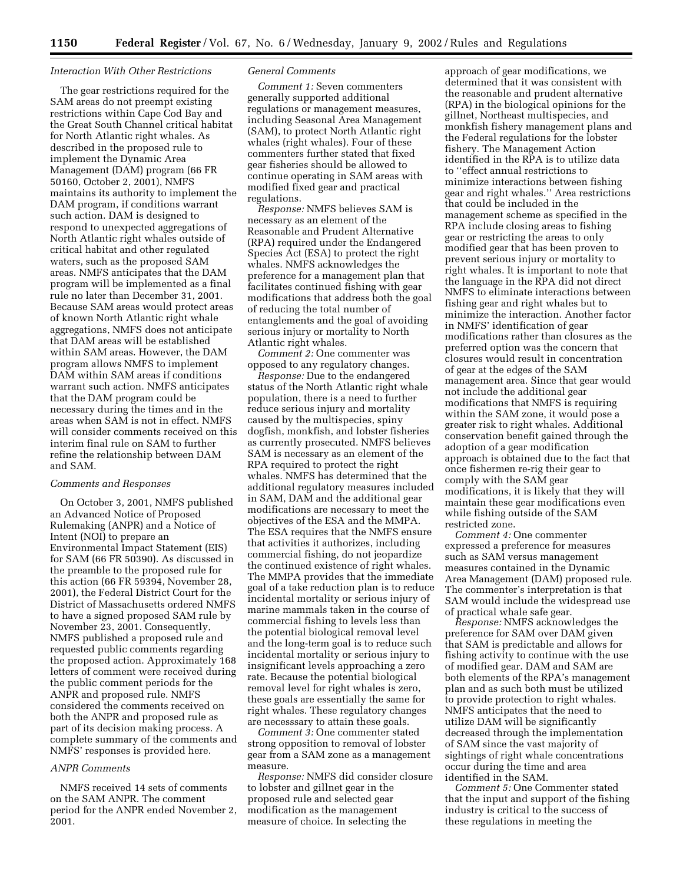*Interaction With Other Restrictions*

The gear restrictions required for the SAM areas do not preempt existing restrictions within Cape Cod Bay and the Great South Channel critical habitat for North Atlantic right whales. As described in the proposed rule to implement the Dynamic Area Management (DAM) program (66 FR 50160, October 2, 2001), NMFS maintains its authority to implement the DAM program, if conditions warrant such action. DAM is designed to respond to unexpected aggregations of North Atlantic right whales outside of critical habitat and other regulated waters, such as the proposed SAM areas. NMFS anticipates that the DAM program will be implemented as a final rule no later than December 31, 2001. Because SAM areas would protect areas of known North Atlantic right whale aggregations, NMFS does not anticipate that DAM areas will be established within SAM areas. However, the DAM program allows NMFS to implement DAM within SAM areas if conditions warrant such action. NMFS anticipates that the DAM program could be necessary during the times and in the areas when SAM is not in effect. NMFS will consider comments received on this interim final rule on SAM to further refine the relationship between DAM and SAM.

*Comments and Responses*

On October 3, 2001, NMFS published an Advanced Notice of Proposed Rulemaking (ANPR) and a Notice of Intent (NOI) to prepare an Environmental Impact Statement (EIS) for SAM (66 FR 50390). As discussed in the preamble to the proposed rule for this action (66 FR 59394, November 28, 2001), the Federal District Court for the District of Massachusetts ordered NMFS to have a signed proposed SAM rule by November 23, 2001. Consequently, NMFS published a proposed rule and requested public comments regarding the proposed action. Approximately 168 letters of comment were received during the public comment periods for the ANPR and proposed rule. NMFS considered the comments received on both the ANPR and proposed rule as part of its decision making process. A complete summary of the comments and NMFS' responses is provided here.

*ANPR Comments*

NMFS received 14 sets of comments on the SAM ANPR. The comment period for the ANPR ended November 2, 2001.

*General Comments*

*Comment 1:* Seven commenters generally supported additional regulations or management measures, including Seasonal Area Management (SAM), to protect North Atlantic right whales (right whales). Four of these commenters further stated that fixed gear fisheries should be allowed to continue operating in SAM areas with modified fixed gear and practical regulations.

*Response:* NMFS believes SAM is necessary as an element of the Reasonable and Prudent Alternative (RPA) required under the Endangered Species Act (ESA) to protect the right whales. NMFS acknowledges the preference for a management plan that facilitates continued fishing with gear modifications that address both the goal of reducing the total number of entanglements and the goal of avoiding serious injury or mortality to North Atlantic right whales.

*Comment 2:* One commenter was opposed to any regulatory changes.

*Response:* Due to the endangered status of the North Atlantic right whale population, there is a need to further reduce serious injury and mortality caused by the multispecies, spiny dogfish, monkfish, and lobster fisheries as currently prosecuted. NMFS believes SAM is necessary as an element of the RPA required to protect the right whales. NMFS has determined that the additional regulatory measures included in SAM, DAM and the additional gear modifications are necessary to meet the objectives of the ESA and the MMPA. The ESA requires that the NMFS ensure that activities it authorizes, including commercial fishing, do not jeopardize the continued existence of right whales. The MMPA provides that the immediate goal of a take reduction plan is to reduce incidental mortality or serious injury of marine mammals taken in the course of commercial fishing to levels less than the potential biological removal level and the long-term goal is to reduce such incidental mortality or serious injury to insignificant levels approaching a zero rate. Because the potential biological removal level for right whales is zero, these goals are essentially the same for right whales. These regulatory changes are necesssary to attain these goals.

*Comment 3:* One commenter stated strong opposition to removal of lobster gear from a SAM zone as a management measure.

*Response:* NMFS did consider closure to lobster and gillnet gear in the proposed rule and selected gear modification as the management measure of choice. In selecting the approach of gear modifications, we determined that it was consistent with the reasonable and prudent alternative (RPA) in the biological opinions for the gillnet, Northeast multispecies, and monkfish fishery management plans and the Federal regulations for the lobster fishery. The Management Action identified in the RPA is to utilize data to ''effect annual restrictions to minimize interactions between fishing gear and right whales.'' Area restrictions that could be included in the management scheme as specified in the RPA include closing areas to fishing gear or restricting the areas to only modified gear that has been proven to prevent serious injury or mortality to right whales. It is important to note that the language in the RPA did not direct NMFS to eliminate interactions between fishing gear and right whales but to minimize the interaction. Another factor in NMFS' identification of gear modifications rather than closures as the preferred option was the concern that closures would result in concentration of gear at the edges of the SAM management area. Since that gear would not include the additional gear modifications that NMFS is requiring within the SAM zone, it would pose a greater risk to right whales. Additional conservation benefit gained through the adoption of a gear modification approach is obtained due to the fact that once fishermen re-rig their gear to comply with the SAM gear modifications, it is likely that they will maintain these gear modifications even while fishing outside of the SAM restricted zone.

*Comment 4:* One commenter expressed a preference for measures such as SAM versus management measures contained in the Dynamic Area Management (DAM) proposed rule. The commenter's interpretation is that SAM would include the widespread use of practical whale safe gear.

*Response:* NMFS acknowledges the preference for SAM over DAM given that SAM is predictable and allows for fishing activity to continue with the use of modified gear. DAM and SAM are both elements of the RPA's management plan and as such both must be utilized to provide protection to right whales. NMFS anticipates that the need to utilize DAM will be significantly decreased through the implementation of SAM since the vast majority of sightings of right whale concentrations occur during the time and area identified in the SAM.

*Comment 5:* One Commenter stated that the input and support of the fishing industry is critical to the success of these regulations in meeting the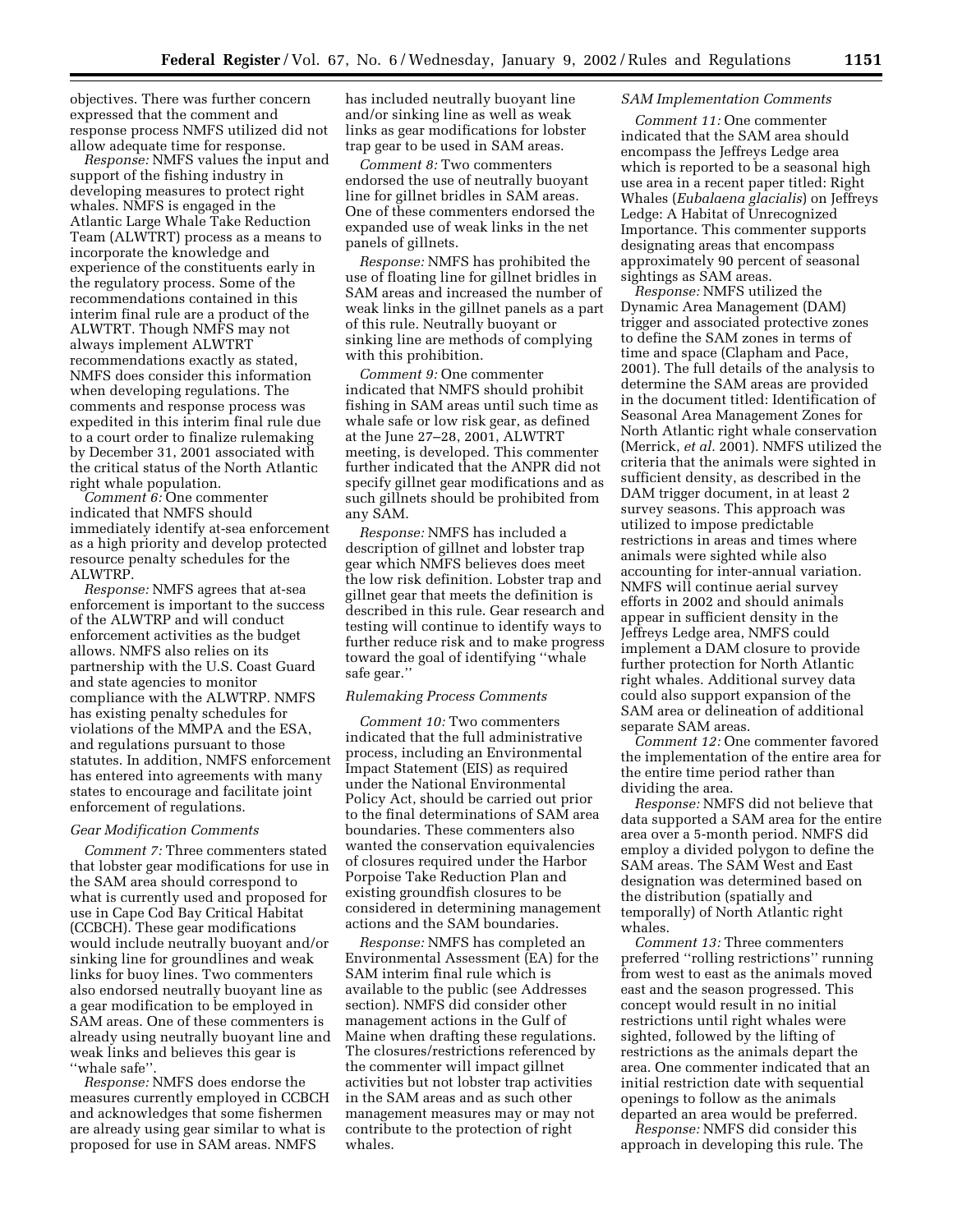objectives. There was further concern expressed that the comment and response process NMFS utilized did not allow adequate time for response.

*Response:* NMFS values the input and support of the fishing industry in developing measures to protect right whales. NMFS is engaged in the Atlantic Large Whale Take Reduction Team (ALWTRT) process as a means to incorporate the knowledge and experience of the constituents early in the regulatory process. Some of the recommendations contained in this interim final rule are a product of the ALWTRT. Though NMFS may not always implement ALWTRT recommendations exactly as stated, NMFS does consider this information when developing regulations. The comments and response process was expedited in this interim final rule due to a court order to finalize rulemaking by December 31, 2001 associated with the critical status of the North Atlantic right whale population.

*Comment 6:* One commenter indicated that NMFS should immediately identify at-sea enforcement as a high priority and develop protected resource penalty schedules for the ALWTRP.

*Response:* NMFS agrees that at-sea enforcement is important to the success of the ALWTRP and will conduct enforcement activities as the budget allows. NMFS also relies on its partnership with the U.S. Coast Guard and state agencies to monitor compliance with the ALWTRP. NMFS has existing penalty schedules for violations of the MMPA and the ESA, and regulations pursuant to those statutes. In addition, NMFS enforcement has entered into agreements with many states to encourage and facilitate joint enforcement of regulations.

*Gear Modification Comments*

*Comment 7:* Three commenters stated that lobster gear modifications for use in the SAM area should correspond to what is currently used and proposed for use in Cape Cod Bay Critical Habitat (CCBCH). These gear modifications would include neutrally buoyant and/or sinking line for groundlines and weak links for buoy lines. Two commenters also endorsed neutrally buoyant line as a gear modification to be employed in SAM areas. One of these commenters is already using neutrally buoyant line and weak links and believes this gear is "whale safe".

*Response:* NMFS does endorse the measures currently employed in CCBCH and acknowledges that some fishermen are already using gear similar to what is proposed for use in SAM areas. NMFS has included neutrally buoyant line and/or sinking line as well as weak links as gear modifications for lobster trap gear to be used in SAM areas.

*Comment 8:* Two commenters endorsed the use of neutrally buoyant line for gillnet bridles in SAM areas. One of these commenters endorsed the expanded use of weak links in the net panels of gillnets.

*Response:* NMFS has prohibited the use of floating line for gillnet bridles in SAM areas and increased the number of weak links in the gillnet panels as a part of this rule. Neutrally buoyant or sinking line are methods of complying with this prohibition.

*Comment 9:* One commenter indicated that NMFS should prohibit fishing in SAM areas until such time as whale safe or low risk gear, as defined at the June 27–28, 2001, ALWTRT meeting, is developed. This commenter further indicated that the ANPR did not specify gillnet gear modifications and as such gillnets should be prohibited from any SAM.

*Response:* NMFS has included a description of gillnet and lobster trap gear which NMFS believes does meet the low risk definition. Lobster trap and gillnet gear that meets the definition is described in this rule. Gear research and testing will continue to identify ways to further reduce risk and to make progress toward the goal of identifying "whale safe gear."

*Rulemaking Process Comments*

*Comment 10:* Two commenters indicated that the full administrative process, including an Environmental Impact Statement (EIS) as required under the National Environmental Policy Act, should be carried out prior to the final determinations of SAM area boundaries. These commenters also wanted the conservation equivalencies of closures required under the Harbor Porpoise Take Reduction Plan and existing groundfish closures to be considered in determining management actions and the SAM boundaries.

*Response:* NMFS has completed an Environmental Assessment (EA) for the SAM interim final rule which is available to the public (see Addresses section). NMFS did consider other management actions in the Gulf of Maine when drafting these regulations. The closures/restrictions referenced by the commenter will impact gillnet activities but not lobster trap activities in the SAM areas and as such other management measures may or may not contribute to the protection of right whales.

*SAM Implementation Comments*

*Comment 11:* One commenter indicated that the SAM area should encompass the Jeffreys Ledge area which is reported to be a seasonal high use area in a recent paper titled: Right Whales (*Eubalaena glacialis*) on Jeffreys Ledge: A Habitat of Unrecognized Importance. This commenter supports designating areas that encompass approximately 90 percent of seasonal sightings as SAM areas.

*Response:* NMFS utilized the Dynamic Area Management (DAM) trigger and associated protective zones to define the SAM zones in terms of time and space (Clapham and Pace, 2001). The full details of the analysis to determine the SAM areas are provided in the document titled: Identification of Seasonal Area Management Zones for North Atlantic right whale conservation (Merrick, *et al.* 2001). NMFS utilized the criteria that the animals were sighted in sufficient density, as described in the DAM trigger document, in at least 2 survey seasons. This approach was utilized to impose predictable restrictions in areas and times where animals were sighted while also accounting for inter-annual variation. NMFS will continue aerial survey efforts in 2002 and should animals appear in sufficient density in the Jeffreys Ledge area, NMFS could implement a DAM closure to provide further protection for North Atlantic right whales. Additional survey data could also support expansion of the SAM area or delineation of additional separate SAM areas.

*Comment 12:* One commenter favored the implementation of the entire area for the entire time period rather than dividing the area.

*Response:* NMFS did not believe that data supported a SAM area for the entire area over a 5-month period. NMFS did employ a divided polygon to define the SAM areas. The SAM West and East designation was determined based on the distribution (spatially and temporally) of North Atlantic right whales.

*Comment 13:* Three commenters preferred "rolling restrictions" running from west to east as the animals moved east and the season progressed. This concept would result in no initial restrictions until right whales were sighted, followed by the lifting of restrictions as the animals depart the area. One commenter indicated that an initial restriction date with sequential openings to follow as the animals departed an area would be preferred.

*Response:* NMFS did consider this approach in developing this rule. The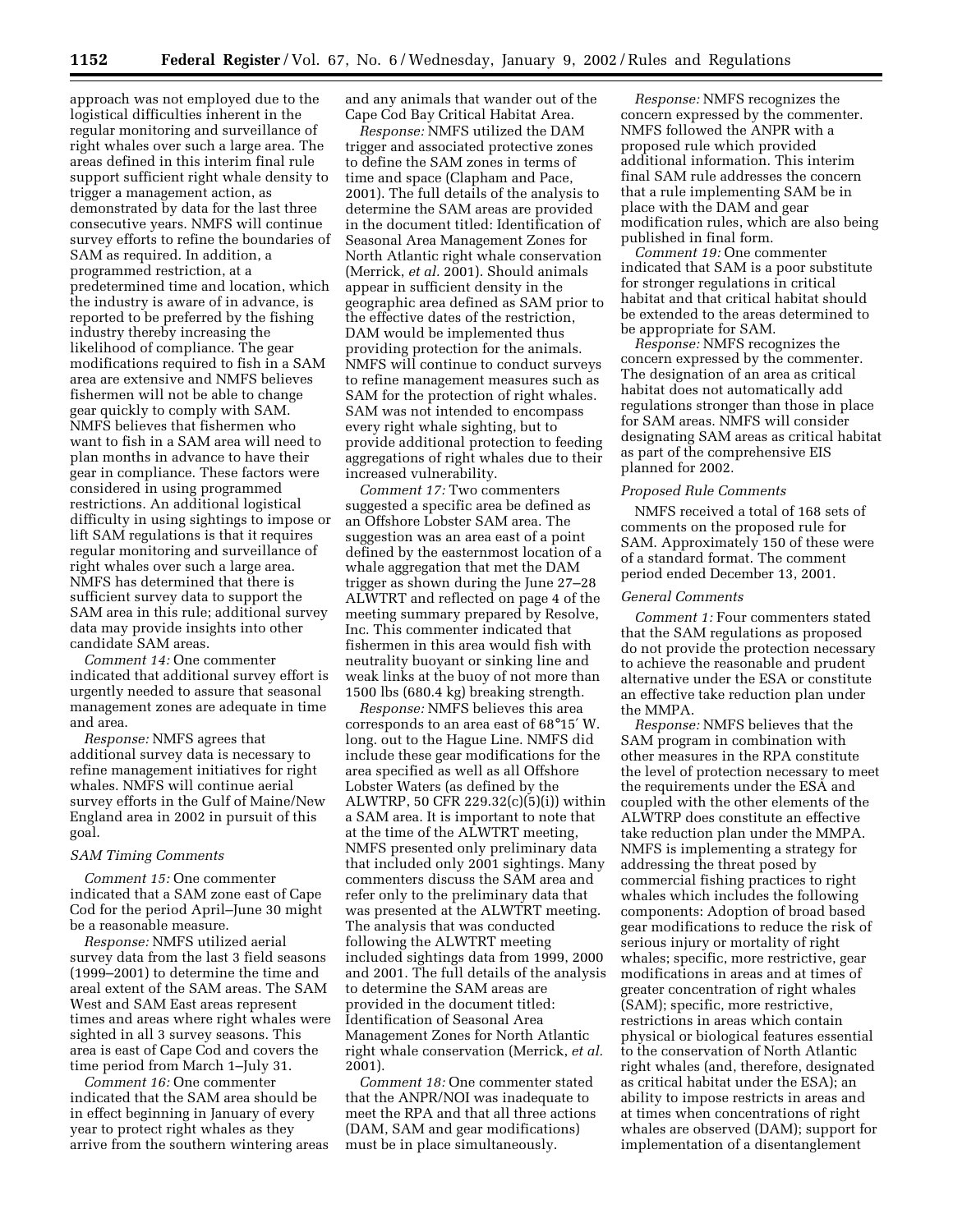approach was not employed due to the logistical difficulties inherent in the regular monitoring and surveillance of right whales over such a large area. The areas defined in this interim final rule support sufficient right whale density to trigger a management action, as demonstrated by data for the last three consecutive years. NMFS will continue survey efforts to refine the boundaries of SAM as required. In addition, a programmed restriction, at a predetermined time and location, which the industry is aware of in advance, is reported to be preferred by the fishing industry thereby increasing the likelihood of compliance. The gear modifications required to fish in a SAM area are extensive and NMFS believes fishermen will not be able to change gear quickly to comply with SAM. NMFS believes that fishermen who want to fish in a SAM area will need to plan months in advance to have their gear in compliance. These factors were considered in using programmed restrictions. An additional logistical difficulty in using sightings to impose or lift SAM regulations is that it requires regular monitoring and surveillance of right whales over such a large area. NMFS has determined that there is sufficient survey data to support the SAM area in this rule; additional survey data may provide insights into other candidate SAM areas.

*Comment 14:* One commenter indicated that additional survey effort is urgently needed to assure that seasonal management zones are adequate in time and area.

*Response:* NMFS agrees that additional survey data is necessary to refine management initiatives for right whales. NMFS will continue aerial survey efforts in the Gulf of Maine/New England area in 2002 in pursuit of this goal.

*SAM Timing Comments*

*Comment 15:* One commenter indicated that a SAM zone east of Cape Cod for the period April–June 30 might be a reasonable measure.

*Response:* NMFS utilized aerial survey data from the last 3 field seasons (1999–2001) to determine the time and areal extent of the SAM areas. The SAM West and SAM East areas represent times and areas where right whales were sighted in all 3 survey seasons. This area is east of Cape Cod and covers the time period from March 1–July 31.

*Comment 16:* One commenter indicated that the SAM area should be in effect beginning in January of every year to protect right whales as they arrive from the southern wintering areas and any animals that wander out of the Cape Cod Bay Critical Habitat Area.

*Response:* NMFS utilized the DAM trigger and associated protective zones to define the SAM zones in terms of time and space (Clapham and Pace, 2001). The full details of the analysis to determine the SAM areas are provided in the document titled: Identification of Seasonal Area Management Zones for North Atlantic right whale conservation (Merrick, *et al.* 2001). Should animals appear in sufficient density in the geographic area defined as SAM prior to the effective dates of the restriction, DAM would be implemented thus providing protection for the animals. NMFS will continue to conduct surveys to refine management measures such as SAM for the protection of right whales. SAM was not intended to encompass every right whale sighting, but to provide additional protection to feeding aggregations of right whales due to their increased vulnerability.

*Comment 17:* Two commenters suggested a specific area be defined as an Offshore Lobster SAM area. The suggestion was an area east of a point defined by the easternmost location of a whale aggregation that met the DAM trigger as shown during the June 27–28 ALWTRT and reflected on page 4 of the meeting summary prepared by Resolve, Inc. This commenter indicated that fishermen in this area would fish with neutrality buoyant or sinking line and weak links at the buoy of not more than 1500 lbs (680.4 kg) breaking strength.

*Response:* NMFS believes this area corresponds to an area east of 68°15′ W. long. out to the Hague Line. NMFS did include these gear modifications for the area specified as well as all Offshore Lobster Waters (as defined by the ALWTRP, 50 CFR 229.32(c)(5)(i)) within a SAM area. It is important to note that at the time of the ALWTRT meeting, NMFS presented only preliminary data that included only 2001 sightings. Many commenters discuss the SAM area and refer only to the preliminary data that was presented at the ALWTRT meeting. The analysis that was conducted following the ALWTRT meeting included sightings data from 1999, 2000 and 2001. The full details of the analysis to determine the SAM areas are provided in the document titled: Identification of Seasonal Area Management Zones for North Atlantic right whale conservation (Merrick, *et al.* 2001).

*Comment 18:* One commenter stated that the ANPR/NOI was inadequate to meet the RPA and that all three actions (DAM, SAM and gear modifications) must be in place simultaneously.

*Response:* NMFS recognizes the concern expressed by the commenter. NMFS followed the ANPR with a proposed rule which provided additional information. This interim final SAM rule addresses the concern that a rule implementing SAM be in place with the DAM and gear modification rules, which are also being published in final form.

*Comment 19:* One commenter indicated that SAM is a poor substitute for stronger regulations in critical habitat and that critical habitat should be extended to the areas determined to be appropriate for SAM.

*Response:* NMFS recognizes the concern expressed by the commenter. The designation of an area as critical habitat does not automatically add regulations stronger than those in place for SAM areas. NMFS will consider designating SAM areas as critical habitat as part of the comprehensive EIS planned for 2002.

*Proposed Rule Comments*

NMFS received a total of 168 sets of comments on the proposed rule for SAM. Approximately 150 of these were of a standard format. The comment period ended December 13, 2001.

*General Comments*

*Comment 1:* Four commenters stated that the SAM regulations as proposed do not provide the protection necessary to achieve the reasonable and prudent alternative under the ESA or constitute an effective take reduction plan under the MMPA.

*Response:* NMFS believes that the SAM program in combination with other measures in the RPA constitute the level of protection necessary to meet the requirements under the ESA and coupled with the other elements of the ALWTRP does constitute an effective take reduction plan under the MMPA. NMFS is implementing a strategy for addressing the threat posed by commercial fishing practices to right whales which includes the following components: Adoption of broad based gear modifications to reduce the risk of serious injury or mortality of right whales; specific, more restrictive, gear modifications in areas and at times of greater concentration of right whales (SAM); specific, more restrictive, restrictions in areas which contain physical or biological features essential to the conservation of North Atlantic right whales (and, therefore, designated as critical habitat under the ESA); an ability to impose restricts in areas and at times when concentrations of right whales are observed (DAM); support for implementation of a disentanglement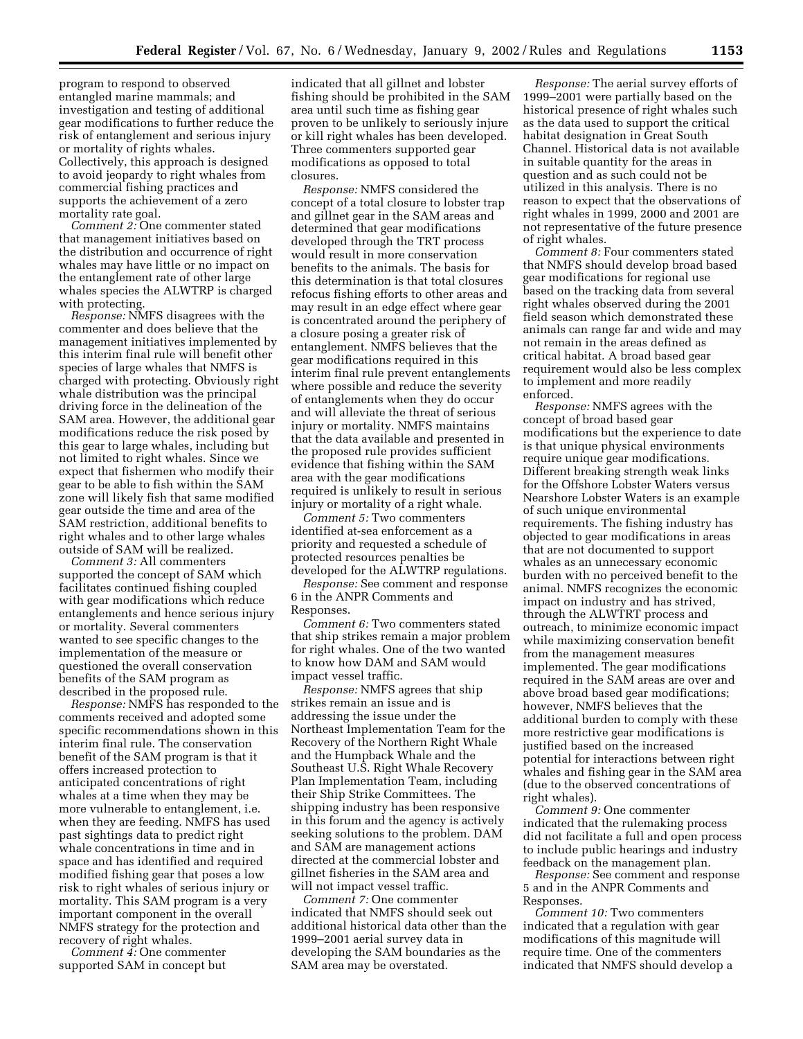program to respond to observed entangled marine mammals; and investigation and testing of additional gear modifications to further reduce the risk of entanglement and serious injury or mortality of rights whales. Collectively, this approach is designed to avoid jeopardy to right whales from commercial fishing practices and supports the achievement of a zero mortality rate goal.

*Comment 2:* One commenter stated that management initiatives based on the distribution and occurrence of right whales may have little or no impact on the entanglement rate of other large whales species the ALWTRP is charged with protecting.

*Response:* NMFS disagrees with the commenter and does believe that the management initiatives implemented by this interim final rule will benefit other species of large whales that NMFS is charged with protecting. Obviously right whale distribution was the principal driving force in the delineation of the SAM area. However, the additional gear modifications reduce the risk posed by this gear to large whales, including but not limited to right whales. Since we expect that fishermen who modify their gear to be able to fish within the SAM zone will likely fish that same modified gear outside the time and area of the SAM restriction, additional benefits to right whales and to other large whales outside of SAM will be realized.

*Comment 3:* All commenters supported the concept of SAM which facilitates continued fishing coupled with gear modifications which reduce entanglements and hence serious injury or mortality. Several commenters wanted to see specific changes to the implementation of the measure or questioned the overall conservation benefits of the SAM program as described in the proposed rule.

*Response:* NMFS has responded to the comments received and adopted some specific recommendations shown in this interim final rule. The conservation benefit of the SAM program is that it offers increased protection to anticipated concentrations of right whales at a time when they may be more vulnerable to entanglement, i.e. when they are feeding. NMFS has used past sightings data to predict right whale concentrations in time and in space and has identified and required modified fishing gear that poses a low risk to right whales of serious injury or mortality. This SAM program is a very important component in the overall NMFS strategy for the protection and recovery of right whales.

*Comment 4:* One commenter supported SAM in concept but indicated that all gillnet and lobster fishing should be prohibited in the SAM area until such time as fishing gear proven to be unlikely to seriously injure or kill right whales has been developed. Three commenters supported gear modifications as opposed to total closures.

*Response:* NMFS considered the concept of a total closure to lobster trap and gillnet gear in the SAM areas and determined that gear modifications developed through the TRT process would result in more conservation benefits to the animals. The basis for this determination is that total closures refocus fishing efforts to other areas and may result in an edge effect where gear is concentrated around the periphery of a closure posing a greater risk of entanglement. NMFS believes that the gear modifications required in this interim final rule prevent entanglements where possible and reduce the severity of entanglements when they do occur and will alleviate the threat of serious injury or mortality. NMFS maintains that the data available and presented in the proposed rule provides sufficient evidence that fishing within the SAM area with the gear modifications required is unlikely to result in serious injury or mortality of a right whale.

*Comment 5:* Two commenters identified at-sea enforcement as a priority and requested a schedule of protected resources penalties be developed for the ALWTRP regulations.

*Response:* See comment and response 6 in the ANPR Comments and Responses.

*Comment 6:* Two commenters stated that ship strikes remain a major problem for right whales. One of the two wanted to know how DAM and SAM would impact vessel traffic.

*Response:* NMFS agrees that ship strikes remain an issue and is addressing the issue under the Northeast Implementation Team for the Recovery of the Northern Right Whale and the Humpback Whale and the Southeast U.S. Right Whale Recovery Plan Implementation Team, including their Ship Strike Committees. The shipping industry has been responsive in this forum and the agency is actively seeking solutions to the problem. DAM and SAM are management actions directed at the commercial lobster and gillnet fisheries in the SAM area and will not impact vessel traffic.

*Comment 7:* One commenter indicated that NMFS should seek out additional historical data other than the 1999–2001 aerial survey data in developing the SAM boundaries as the SAM area may be overstated.

*Response:* The aerial survey efforts of 1999–2001 were partially based on the historical presence of right whales such as the data used to support the critical habitat designation in Great South Channel. Historical data is not available in suitable quantity for the areas in question and as such could not be utilized in this analysis. There is no reason to expect that the observations of right whales in 1999, 2000 and 2001 are not representative of the future presence of right whales.

*Comment 8:* Four commenters stated that NMFS should develop broad based gear modifications for regional use based on the tracking data from several right whales observed during the 2001 field season which demonstrated these animals can range far and wide and may not remain in the areas defined as critical habitat. A broad based gear requirement would also be less complex to implement and more readily enforced.

*Response:* NMFS agrees with the concept of broad based gear modifications but the experience to date is that unique physical environments require unique gear modifications. Different breaking strength weak links for the Offshore Lobster Waters versus Nearshore Lobster Waters is an example of such unique environmental requirements. The fishing industry has objected to gear modifications in areas that are not documented to support whales as an unnecessary economic burden with no perceived benefit to the animal. NMFS recognizes the economic impact on industry and has strived, through the ALWTRT process and outreach, to minimize economic impact while maximizing conservation benefit from the management measures implemented. The gear modifications required in the SAM areas are over and above broad based gear modifications; however, NMFS believes that the additional burden to comply with these more restrictive gear modifications is justified based on the increased potential for interactions between right whales and fishing gear in the SAM area (due to the observed concentrations of right whales).

*Comment 9:* One commenter indicated that the rulemaking process did not facilitate a full and open process to include public hearings and industry feedback on the management plan.

*Response:* See comment and response 5 and in the ANPR Comments and Responses.

*Comment 10:* Two commenters indicated that a regulation with gear modifications of this magnitude will require time. One of the commenters indicated that NMFS should develop a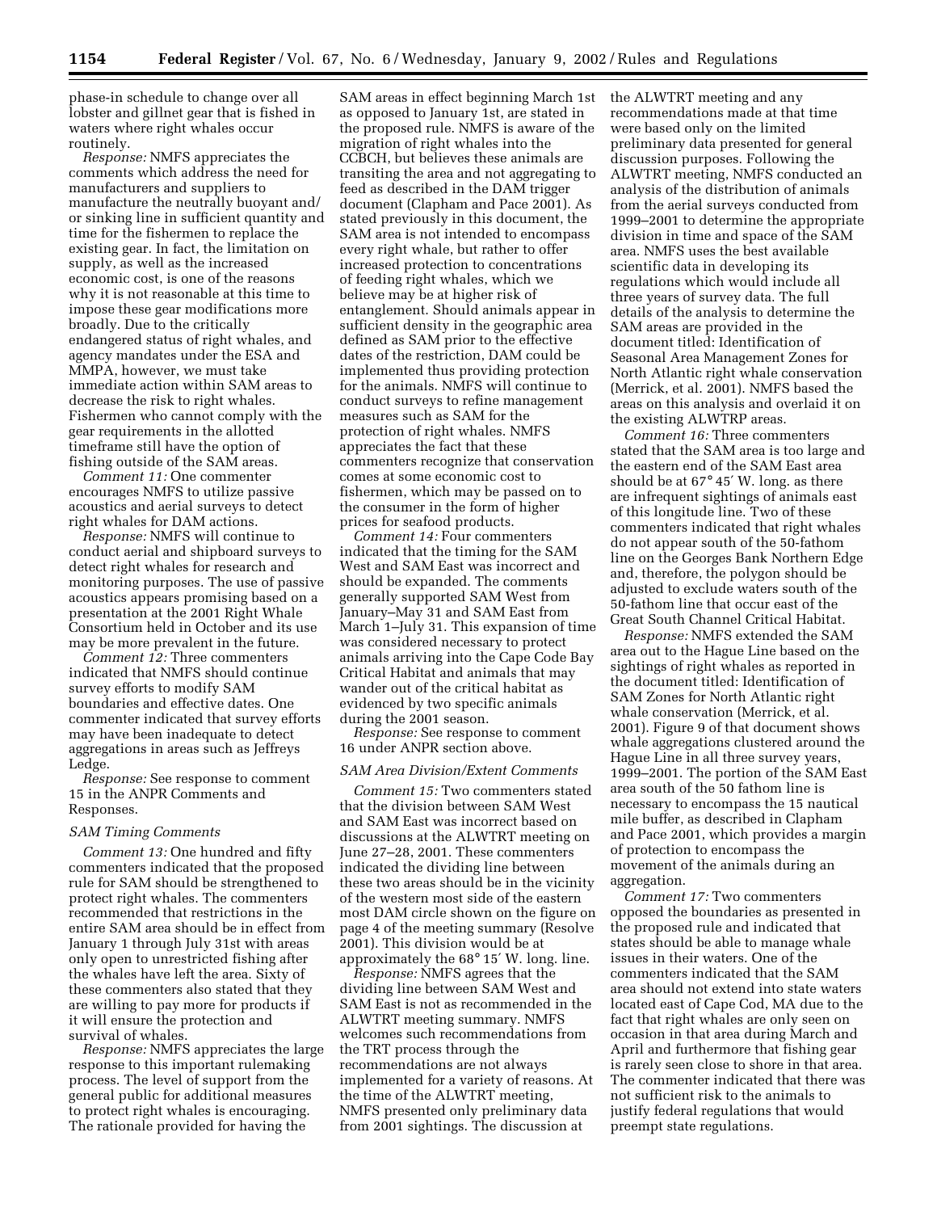phase-in schedule to change over all lobster and gillnet gear that is fished in waters where right whales occur routinely.

*Response:* NMFS appreciates the comments which address the need for manufacturers and suppliers to manufacture the neutrally buoyant and/or sinking line in sufficient quantity and time for the fishermen to replace the existing gear. In fact, the limitation on supply, as well as the increased economic cost, is one of the reasons why it is not reasonable at this time to impose these gear modifications more broadly. Due to the critically endangered status of right whales, and agency mandates under the ESA and MMPA, however, we must take immediate action within SAM areas to decrease the risk to right whales. Fishermen who cannot comply with the gear requirements in the allotted timeframe still have the option of fishing outside of the SAM areas.

*Comment 11:* One commenter encourages NMFS to utilize passive acoustics and aerial surveys to detect right whales for DAM actions.

*Response:* NMFS will continue to conduct aerial and shipboard surveys to detect right whales for research and monitoring purposes. The use of passive acoustics appears promising based on a presentation at the 2001 Right Whale Consortium held in October and its use may be more prevalent in the future.

*Comment 12:* Three commenters indicated that NMFS should continue survey efforts to modify SAM boundaries and effective dates. One commenter indicated that survey efforts may have been inadequate to detect aggregations in areas such as Jeffreys Ledge.

*Response:* See response to comment 15 in the ANPR Comments and Responses.

### *SAM Timing Comments*

*Comment 13:* One hundred and fifty commenters indicated that the proposed rule for SAM should be strengthened to protect right whales. The commenters recommended that restrictions in the entire SAM area should be in effect from January 1 through July 31st with areas only open to unrestricted fishing after the whales have left the area. Sixty of these commenters also stated that they are willing to pay more for products if it will ensure the protection and survival of whales.

*Response:* NMFS appreciates the large response to this important rulemaking process. The level of support from the general public for additional measures to protect right whales is encouraging. The rationale provided for having the SAM areas in effect beginning March 1st as opposed to January 1st, are stated in the proposed rule. NMFS is aware of the migration of right whales into the CCBCH, but believes these animals are transiting the area and not aggregating to feed as described in the DAM trigger document (Clapham and Pace 2001). As stated previously in this document, the SAM area is not intended to encompass every right whale, but rather to offer increased protection to concentrations of feeding right whales, which we believe may be at higher risk of entanglement. Should animals appear in sufficient density in the geographic area defined as SAM prior to the effective dates of the restriction, DAM could be implemented thus providing protection for the animals. NMFS will continue to conduct surveys to refine management measures such as SAM for the protection of right whales. NMFS appreciates the fact that these commenters recognize that conservation comes at some economic cost to fishermen, which may be passed on to the consumer in the form of higher prices for seafood products.

*Comment 14:* Four commenters indicated that the timing for the SAM West and SAM East was incorrect and should be expanded. The comments generally supported SAM West from January–May 31 and SAM East from March 1–July 31. This expansion of time was considered necessary to protect animals arriving into the Cape Code Bay Critical Habitat and animals that may wander out of the critical habitat as evidenced by two specific animals during the 2001 season.

*Response:* See response to comment 16 under ANPR section above.

### *SAM Area Division/Extent Comments*

*Comment 15:* Two commenters stated that the division between SAM West and SAM East was incorrect based on discussions at the ALWTRT meeting on June 27–28, 2001. These commenters indicated the dividing line between these two areas should be in the vicinity of the western most side of the eastern most DAM circle shown on the figure on page 4 of the meeting summary (Resolve 2001). This division would be at approximately the 68° 15′ W. long. line.

*Response:* NMFS agrees that the dividing line between SAM West and SAM East is not as recommended in the ALWTRT meeting summary. NMFS welcomes such recommendations from the TRT process through the recommendations are not always implemented for a variety of reasons. At the time of the ALWTRT meeting, NMFS presented only preliminary data from 2001 sightings. The discussion at the ALWTRT meeting and any recommendations made at that time were based only on the limited preliminary data presented for general discussion purposes. Following the ALWTRT meeting, NMFS conducted an analysis of the distribution of animals from the aerial surveys conducted from 1999–2001 to determine the appropriate division in time and space of the SAM area. NMFS uses the best available scientific data in developing its regulations which would include all three years of survey data. The full details of the analysis to determine the SAM areas are provided in the document titled: Identification of Seasonal Area Management Zones for North Atlantic right whale conservation (Merrick, et al. 2001). NMFS based the areas on this analysis and overlaid it on the existing ALWTRP areas.

*Comment 16:* Three commenters stated that the SAM area is too large and the eastern end of the SAM East area should be at 67° 45′ W. long. as there are infrequent sightings of animals east of this longitude line. Two of these commenters indicated that right whales do not appear south of the 50-fathom line on the Georges Bank Northern Edge and, therefore, the polygon should be adjusted to exclude waters south of the 50-fathom line that occur east of the Great South Channel Critical Habitat.

*Response:* NMFS extended the SAM area out to the Hague Line based on the sightings of right whales as reported in the document titled: Identification of SAM Zones for North Atlantic right whale conservation (Merrick, et al. 2001). Figure 9 of that document shows whale aggregations clustered around the Hague Line in all three survey years, 1999–2001. The portion of the SAM East area south of the 50 fathom line is necessary to encompass the 15 nautical mile buffer, as described in Clapham and Pace 2001, which provides a margin of protection to encompass the movement of the animals during an aggregation.

*Comment 17:* Two commenters opposed the boundaries as presented in the proposed rule and indicated that states should be able to manage whale issues in their waters. One of the commenters indicated that the SAM area should not extend into state waters located east of Cape Cod, MA due to the fact that right whales are only seen on occasion in that area during March and April and furthermore that fishing gear is rarely seen close to shore in that area. The commenter indicated that there was not sufficient risk to the animals to justify federal regulations that would preempt state regulations.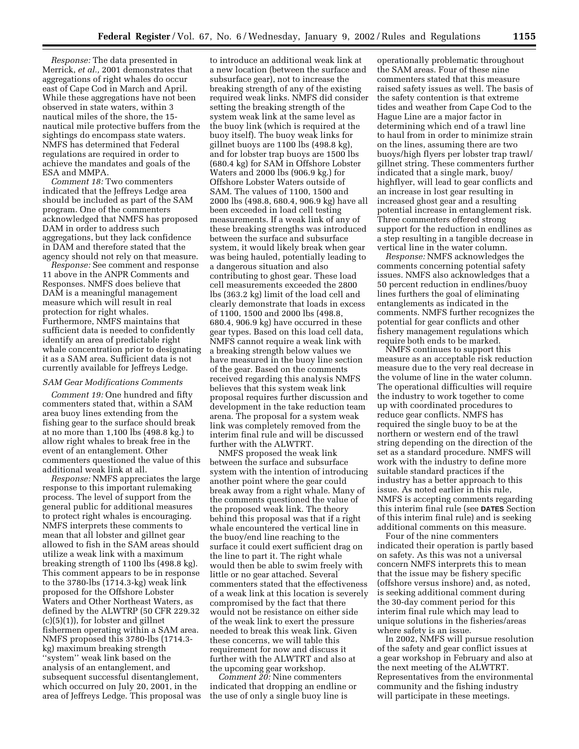*Response:* The data presented in Merrick, *et al.,* 2001 demonstrates that aggregations of right whales do occur east of Cape Cod in March and April. While these aggregations have not been observed in state waters, within 3 nautical miles of the shore, the 15-nautical mile protective buffers from the sightings do encompass state waters. NMFS has determined that Federal regulations are required in order to achieve the mandates and goals of the ESA and MMPA.

*Comment 18:* Two commenters indicated that the Jeffreys Ledge area should be included as part of the SAM program. One of the commenters acknowledged that NMFS has proposed DAM in order to address such aggregations, but they lack confidence in DAM and therefore stated that the agency should not rely on that measure.

*Response:* See comment and response 11 above in the ANPR Comments and Responses. NMFS does believe that DAM is a meaningful management measure which will result in real protection for right whales. Furthermore, NMFS maintains that sufficient data is needed to confidently identify an area of predictable right whale concentration prior to designating it as a SAM area. Sufficient data is not currently available for Jeffreys Ledge.

*SAM Gear Modifications Comments*

*Comment 19:* One hundred and fifty commenters stated that, within a SAM area buoy lines extending from the fishing gear to the surface should break at no more than 1,100 lbs (498.8 kg.) to allow right whales to break free in the event of an entanglement. Other commenters questioned the value of this additional weak link at all.

*Response:* NMFS appreciates the large response to this important rulemaking process. The level of support from the general public for additional measures to protect right whales is encouraging. NMFS interprets these comments to mean that all lobster and gillnet gear allowed to fish in the SAM areas should utilize a weak link with a maximum breaking strength of 1100 lbs (498.8 kg). This comment appears to be in response to the 3780-lbs (1714.3-kg) weak link proposed for the Offshore Lobster Waters and Other Northeast Waters, as defined by the ALWTRP (50 CFR 229.32 (c)(5)(1)), for lobster and gillnet fishermen operating within a SAM area. NMFS proposed this 3780-lbs (1714.3-kg) maximum breaking strength ''system'' weak link based on the analysis of an entanglement, and subsequent successful disentanglement, which occurred on July 20, 2001, in the area of Jeffreys Ledge. This proposal was to introduce an additional weak link at a new location (between the surface and subsurface gear), not to increase the breaking strength of any of the existing required weak links. NMFS did consider setting the breaking strength of the system weak link at the same level as the buoy link (which is required at the buoy itself). The buoy weak links for gillnet buoys are 1100 lbs (498.8 kg), and for lobster trap buoys are 1500 lbs (680.4 kg) for SAM in Offshore Lobster Waters and 2000 lbs (906.9 kg.) for Offshore Lobster Waters outside of SAM. The values of 1100, 1500 and 2000 lbs (498.8, 680.4, 906.9 kg) have all been exceeded in load cell testing measurements. If a weak link of any of these breaking strengths was introduced between the surface and subsurface system, it would likely break when gear was being hauled, potentially leading to a dangerous situation and also contributing to ghost gear. These load cell measurements exceeded the 2800 lbs (363.2 kg) limit of the load cell and clearly demonstrate that loads in excess of 1100, 1500 and 2000 lbs (498.8, 680.4, 906.9 kg) have occurred in these gear types. Based on this load cell data, NMFS cannot require a weak link with a breaking strength below values we have measured in the buoy line section of the gear. Based on the comments received regarding this analysis NMFS believes that this system weak link proposal requires further discussion and development in the take reduction team arena. The proposal for a system weak link was completely removed from the interim final rule and will be discussed further with the ALWTRT.

NMFS proposed the weak link between the surface and subsurface system with the intention of introducing another point where the gear could break away from a right whale. Many of the comments questioned the value of the proposed weak link. The theory behind this proposal was that if a right whale encountered the vertical line in the buoy/end line reaching to the surface it could exert sufficient drag on the line to part it. The right whale would then be able to swim freely with little or no gear attached. Several commenters stated that the effectiveness of a weak link at this location is severely compromised by the fact that there would not be resistance on either side of the weak link to exert the pressure needed to break this weak link. Given these concerns, we will table this requirement for now and discuss it further with the ALWTRT and also at the upcoming gear workshop.

*Comment 20:* Nine commenters indicated that dropping an endline or the use of only a single buoy line is operationally problematic throughout the SAM areas. Four of these nine commenters stated that this measure raised safety issues as well. The basis of the safety contention is that extreme tides and weather from Cape Cod to the Hague Line are a major factor in determining which end of a trawl line to haul from in order to minimize strain on the lines, assuming there are two buoys/high flyers per lobster trap trawl/gillnet string. These commenters further indicated that a single mark, buoy/highflyer, will lead to gear conflicts and an increase in lost gear resulting in increased ghost gear and a resulting potential increase in entanglement risk. Three commenters offered strong support for the reduction in endlines as a step resulting in a tangible decrease in vertical line in the water column.

*Response:* NMFS acknowledges the comments concerning potential safety issues. NMFS also acknowledges that a 50 percent reduction in endlines/buoy lines furthers the goal of eliminating entanglements as indicated in the comments. NMFS further recognizes the potential for gear conflicts and other fishery management regulations which require both ends to be marked.

NMFS continues to support this measure as an acceptable risk reduction measure due to the very real decrease in the volume of line in the water column. The operational difficulties will require the industry to work together to come up with coordinated procedures to reduce gear conflicts. NMFS has required the single buoy to be at the northern or western end of the trawl string depending on the direction of the set as a standard procedure. NMFS will work with the industry to define more suitable standard practices if the industry has a better approach to this issue. As noted earlier in this rule, NMFS is accepting comments regarding this interim final rule (see **DATES** Section of this interim final rule) and is seeking additional comments on this measure.

Four of the nine commenters indicated their operation is partly based on safety. As this was not a universal concern NMFS interprets this to mean that the issue may be fishery specific (offshore versus inshore) and, as noted, is seeking additional comment during the 30-day comment period for this interim final rule which may lead to unique solutions in the fisheries/areas where safety is an issue.

In 2002, NMFS will pursue resolution of the safety and gear conflict issues at a gear workshop in February and also at the next meeting of the ALWTRT. Representatives from the environmental community and the fishing industry will participate in these meetings.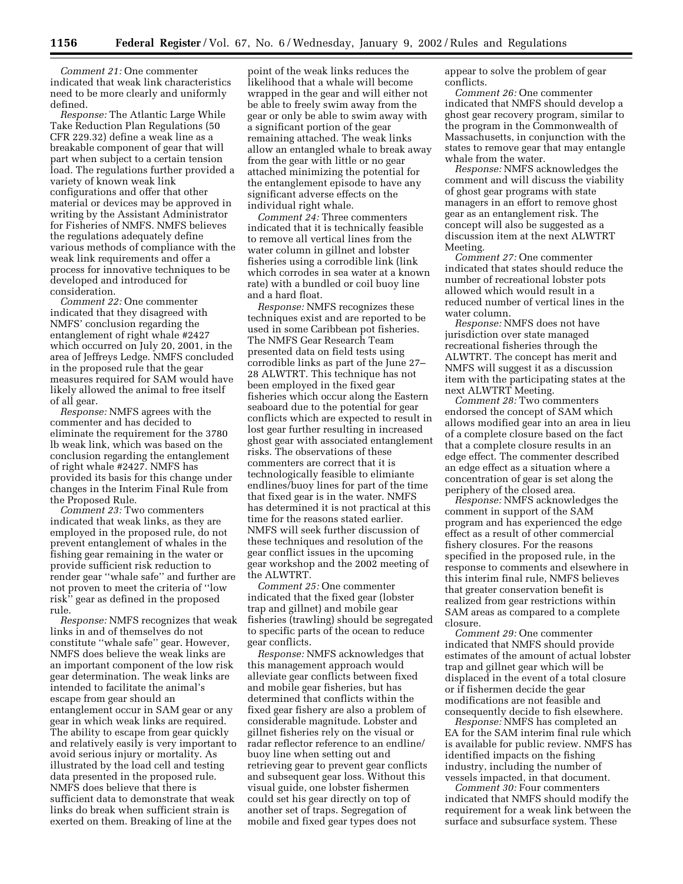*Comment 21:* One commenter indicated that weak link characteristics need to be more clearly and uniformly defined.

*Response:* The Atlantic Large While Take Reduction Plan Regulations (50 CFR 229.32) define a weak line as a breakable component of gear that will part when subject to a certain tension load. The regulations further provided a variety of known weak link configurations and offer that other material or devices may be approved in writing by the Assistant Administrator for Fisheries of NMFS. NMFS believes the regulations adequately define various methods of compliance with the weak link requirements and offer a process for innovative techniques to be developed and introduced for consideration.

*Comment 22:* One commenter indicated that they disagreed with NMFS' conclusion regarding the entanglement of right whale #2427 which occurred on July 20, 2001, in the area of Jeffreys Ledge. NMFS concluded in the proposed rule that the gear measures required for SAM would have likely allowed the animal to free itself of all gear.

*Response:* NMFS agrees with the commenter and has decided to eliminate the requirement for the 3780 lb weak link, which was based on the conclusion regarding the entanglement of right whale #2427. NMFS has provided its basis for this change under changes in the Interim Final Rule from the Proposed Rule.

*Comment 23:* Two commenters indicated that weak links, as they are employed in the proposed rule, do not prevent entanglement of whales in the fishing gear remaining in the water or provide sufficient risk reduction to render gear ''whale safe'' and further are not proven to meet the criteria of ''low risk'' gear as defined in the proposed rule.

*Response:* NMFS recognizes that weak links in and of themselves do not constitute ''whale safe'' gear. However, NMFS does believe the weak links are an important component of the low risk gear determination. The weak links are intended to facilitate the animal's escape from gear should an entanglement occur in SAM gear or any gear in which weak links are required. The ability to escape from gear quickly and relatively easily is very important to avoid serious injury or mortality. As illustrated by the load cell and testing data presented in the proposed rule. NMFS does believe that there is sufficient data to demonstrate that weak links do break when sufficient strain is exerted on them. Breaking of line at the point of the weak links reduces the likelihood that a whale will become wrapped in the gear and will either not be able to freely swim away from the gear or only be able to swim away with a significant portion of the gear remaining attached. The weak links allow an entangled whale to break away from the gear with little or no gear attached minimizing the potential for the entanglement episode to have any significant adverse effects on the individual right whale.

*Comment 24:* Three commenters indicated that it is technically feasible to remove all vertical lines from the water column in gillnet and lobster fisheries using a corrodible link (link which corrodes in sea water at a known rate) with a bundled or coil buoy line and a hard float.

*Response:* NMFS recognizes these techniques exist and are reported to be used in some Caribbean pot fisheries. The NMFS Gear Research Team presented data on field tests using corrodible links as part of the June 27–28 ALWTRT. This technique has not been employed in the fixed gear fisheries which occur along the Eastern seaboard due to the potential for gear conflicts which are expected to result in lost gear further resulting in increased ghost gear with associated entanglement risks. The observations of these commenters are correct that it is technologically feasible to elimiante endlines/buoy lines for part of the time that fixed gear is in the water. NMFS has determined it is not practical at this time for the reasons stated earlier. NMFS will seek further discussion of these techniques and resolution of the gear conflict issues in the upcoming gear workshop and the 2002 meeting of the ALWTRT.

*Comment 25:* One commenter indicated that the fixed gear (lobster trap and gillnet) and mobile gear fisheries (trawling) should be segregated to specific parts of the ocean to reduce gear conflicts.

*Response:* NMFS acknowledges that this management approach would alleviate gear conflicts between fixed and mobile gear fisheries, but has determined that conflicts within the fixed gear fishery are also a problem of considerable magnitude. Lobster and gillnet fisheries rely on the visual or radar reflector reference to an endline/buoy line when setting out and retrieving gear to prevent gear conflicts and subsequent gear loss. Without this visual guide, one lobster fishermen could set his gear directly on top of another set of traps. Segregation of mobile and fixed gear types does not appear to solve the problem of gear conflicts.

*Comment 26:* One commenter indicated that NMFS should develop a ghost gear recovery program, similar to the program in the Commonwealth of Massachusetts, in conjunction with the states to remove gear that may entangle whale from the water.

*Response:* NMFS acknowledges the comment and will discuss the viability of ghost gear programs with state managers in an effort to remove ghost gear as an entanglement risk. The concept will also be suggested as a discussion item at the next ALWTRT Meeting.

*Comment 27:* One commenter indicated that states should reduce the number of recreational lobster pots allowed which would result in a reduced number of vertical lines in the water column.

*Response:* NMFS does not have jurisdiction over state managed recreational fisheries through the ALWTRT. The concept has merit and NMFS will suggest it as a discussion item with the participating states at the next ALWTRT Meeting.

*Comment 28:* Two commenters endorsed the concept of SAM which allows modified gear into an area in lieu of a complete closure based on the fact that a complete closure results in an edge effect. The commenter described an edge effect as a situation where a concentration of gear is set along the periphery of the closed area.

*Response:* NMFS acknowledges the comment in support of the SAM program and has experienced the edge effect as a result of other commercial fishery closures. For the reasons specified in the proposed rule, in the response to comments and elsewhere in this interim final rule, NMFS believes that greater conservation benefit is realized from gear restrictions within SAM areas as compared to a complete closure.

*Comment 29:* One commenter indicated that NMFS should provide estimates of the amount of actual lobster trap and gillnet gear which will be displaced in the event of a total closure or if fishermen decide the gear modifications are not feasible and consequently decide to fish elsewhere.

*Response:* NMFS has completed an EA for the SAM interim final rule which is available for public review. NMFS has identified impacts on the fishing industry, including the number of vessels impacted, in that document.

*Comment 30:* Four commenters indicated that NMFS should modify the requirement for a weak link between the surface and subsurface system. These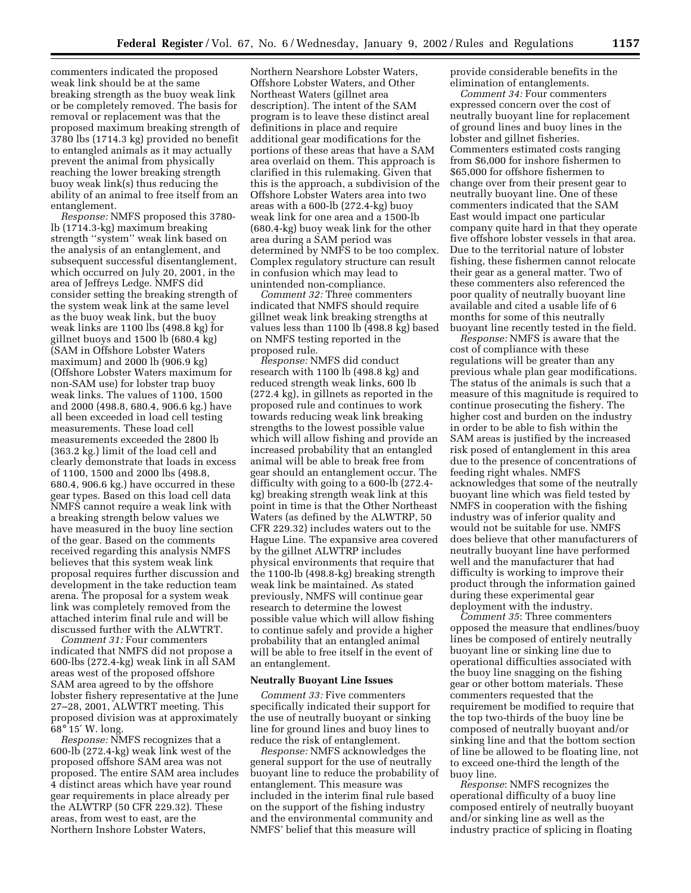commenters indicated the proposed weak link should be at the same breaking strength as the buoy weak link or be completely removed. The basis for removal or replacement was that the proposed maximum breaking strength of 3780 lbs (1714.3 kg) provided no benefit to entangled animals as it may actually prevent the animal from physically reaching the lower breaking strength buoy weak link(s) thus reducing the ability of an animal to free itself from an entanglement.

*Response:* NMFS proposed this 3780-lb (1714.3-kg) maximum breaking strength ''system'' weak link based on the analysis of an entanglement, and subsequent successful disentanglement, which occurred on July 20, 2001, in the area of Jeffreys Ledge. NMFS did consider setting the breaking strength of the system weak link at the same level as the buoy weak link, but the buoy weak links are 1100 lbs (498.8 kg) for gillnet buoys and 1500 lb (680.4 kg) (SAM in Offshore Lobster Waters maximum) and 2000 lb (906.9 kg) (Offshore Lobster Waters maximum for non-SAM use) for lobster trap buoy weak links. The values of 1100, 1500 and 2000 (498.8, 680.4, 906.6 kg.) have all been exceeded in load cell testing measurements. These load cell measurements exceeded the 2800 lb (363.2 kg.) limit of the load cell and clearly demonstrate that loads in excess of 1100, 1500 and 2000 lbs (498.8, 680.4, 906.6 kg.) have occurred in these gear types. Based on this load cell data NMFS cannot require a weak link with a breaking strength below values we have measured in the buoy line section of the gear. Based on the comments received regarding this analysis NMFS believes that this system weak link proposal requires further discussion and development in the take reduction team arena. The proposal for a system weak link was completely removed from the attached interim final rule and will be discussed further with the ALWTRT.

*Comment 31:* Four commenters indicated that NMFS did not propose a 600-lbs (272.4-kg) weak link in all SAM areas west of the proposed offshore SAM area agreed to by the offshore lobster fishery representative at the June 27–28, 2001, ALWTRT meeting. This proposed division was at approximately 68° 15′ W. long.

*Response:* NMFS recognizes that a 600-lb (272.4-kg) weak link west of the proposed offshore SAM area was not proposed. The entire SAM area includes 4 distinct areas which have year round gear requirements in place already per the ALWTRP (50 CFR 229.32). These areas, from west to east, are the Northern Inshore Lobster Waters, Northern Nearshore Lobster Waters, Offshore Lobster Waters, and Other Northeast Waters (gillnet area description). The intent of the SAM program is to leave these distinct areal definitions in place and require additional gear modifications for the portions of these areas that have a SAM area overlaid on them. This approach is clarified in this rulemaking. Given that this is the approach, a subdivision of the Offshore Lobster Waters area into two areas with a 600-lb (272.4-kg) buoy weak link for one area and a 1500-lb (680.4-kg) buoy weak link for the other area during a SAM period was determined by NMFS to be too complex. Complex regulatory structure can result in confusion which may lead to unintended non-compliance.

*Comment 32:* Three commenters indicated that NMFS should require gillnet weak link breaking strengths at values less than 1100 lb (498.8 kg) based on NMFS testing reported in the proposed rule.

*Response:* NMFS did conduct research with 1100 lb (498.8 kg) and reduced strength weak links, 600 lb (272.4 kg), in gillnets as reported in the proposed rule and continues to work towards reducing weak link breaking strengths to the lowest possible value which will allow fishing and provide an increased probability that an entangled animal will be able to break free from gear should an entanglement occur. The difficulty with going to a 600-lb (272.4-kg) breaking strength weak link at this point in time is that the Other Northeast Waters (as defined by the ALWTRP, 50 CFR 229.32) includes waters out to the Hague Line. The expansive area covered by the gillnet ALWTRP includes physical environments that require that the 1100-lb (498.8-kg) breaking strength weak link be maintained. As stated previously, NMFS will continue gear research to determine the lowest possible value which will allow fishing to continue safely and provide a higher probability that an entangled animal will be able to free itself in the event of an entanglement.

## Neutrally Buoyant Line Issues

*Comment 33:* Five commenters specifically indicated their support for the use of neutrally buoyant or sinking line for ground lines and buoy lines to reduce the risk of entanglement.

*Response:* NMFS acknowledges the general support for the use of neutrally buoyant line to reduce the probability of entanglement. This measure was included in the interim final rule based on the support of the fishing industry and the environmental community and NMFS' belief that this measure will provide considerable benefits in the elimination of entanglements.

*Comment 34:* Four commenters expressed concern over the cost of neutrally buoyant line for replacement of ground lines and buoy lines in the lobster and gillnet fisheries. Commenters estimated costs ranging from $6,000 for inshore fishermen to $65,000 for offshore fishermen to change over from their present gear to neutrally buoyant line. One of these commenters indicated that the SAM East would impact one particular company quite hard in that they operate five offshore lobster vessels in that area. Due to the territorial nature of lobster fishing, these fishermen cannot relocate their gear as a general matter. Two of these commenters also referenced the poor quality of neutrally buoyant line available and cited a usable life of 6 months for some of this neutrally buoyant line recently tested in the field.

*Response:* NMFS is aware that the cost of compliance with these regulations will be greater than any previous whale plan gear modifications. The status of the animals is such that a measure of this magnitude is required to continue prosecuting the fishery. The higher cost and burden on the industry in order to be able to fish within the SAM areas is justified by the increased risk posed of entanglement in this area due to the presence of concentrations of feeding right whales. NMFS acknowledges that some of the neutrally buoyant line which was field tested by NMFS in cooperation with the fishing industry was of inferior quality and would not be suitable for use. NMFS does believe that other manufacturers of neutrally buoyant line have performed well and the manufacturer that had difficulty is working to improve their product through the information gained during these experimental gear deployment with the industry.

*Comment 35*: Three commenters opposed the measure that endlines/buoy lines be composed of entirely neutrally buoyant line or sinking line due to operational difficulties associated with the buoy line snagging on the fishing gear or other bottom materials. These commenters requested that the requirement be modified to require that the top two-thirds of the buoy line be composed of neutrally buoyant and/or sinking line and that the bottom section of line be allowed to be floating line, not to exceed one-third the length of the buoy line.

*Response*: NMFS recognizes the operational difficulty of a buoy line composed entirely of neutrally buoyant and/or sinking line as well as the industry practice of splicing in floating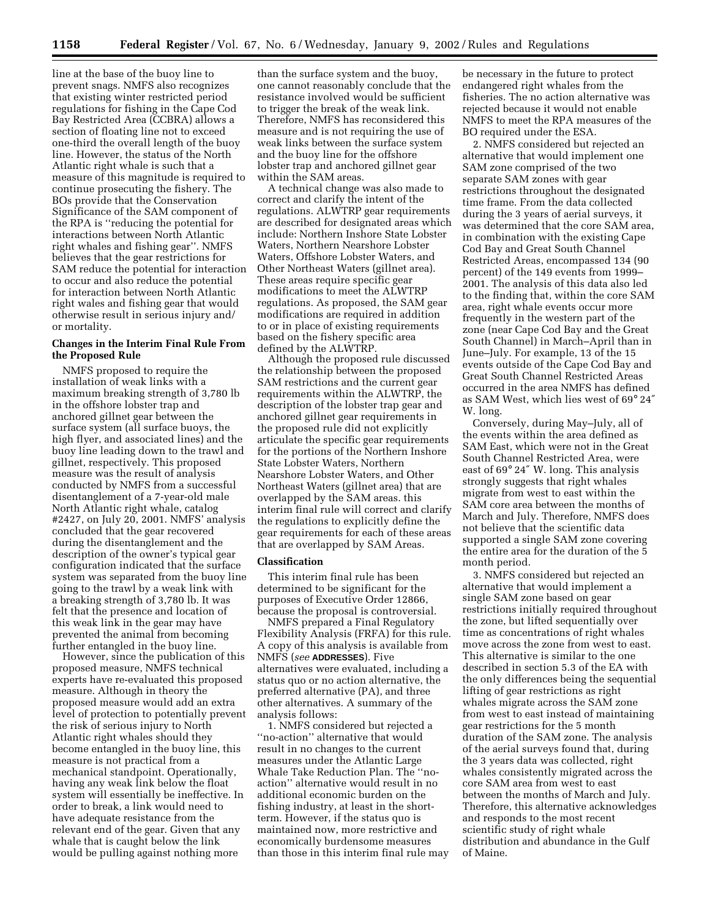line at the base of the buoy line to prevent snags. NMFS also recognizes that existing winter restricted period regulations for fishing in the Cape Cod Bay Restricted Area (CCBRA) allows a section of floating line not to exceed one-third the overall length of the buoy line. However, the status of the North Atlantic right whale is such that a measure of this magnitude is required to continue prosecuting the fishery. The BOs provide that the Conservation Significance of the SAM component of the RPA is ''reducing the potential for interactions between North Atlantic right whales and fishing gear''. NMFS believes that the gear restrictions for SAM reduce the potential for interaction to occur and also reduce the potential for interaction between North Atlantic right wales and fishing gear that would otherwise result in serious injury and/or mortality.

**Changes in the Interim Final Rule From the Proposed Rule**

NMFS proposed to require the installation of weak links with a maximum breaking strength of 3,780 lb in the offshore lobster trap and anchored gillnet gear between the surface system (all surface buoys, the high flyer, and associated lines) and the buoy line leading down to the trawl and gillnet, respectively. This proposed measure was the result of analysis conducted by NMFS from a successful disentanglement of a 7-year-old male North Atlantic right whale, catalog #2427, on July 20, 2001. NMFS' analysis concluded that the gear recovered during the disentanglement and the description of the owner's typical gear configuration indicated that the surface system was separated from the buoy line going to the trawl by a weak link with a breaking strength of 3,780 lb. It was felt that the presence and location of this weak link in the gear may have prevented the animal from becoming further entangled in the buoy line.

However, since the publication of this proposed measure, NMFS technical experts have re-evaluated this proposed measure. Although in theory the proposed measure would add an extra level of protection to potentially prevent the risk of serious injury to North Atlantic right whales should they become entangled in the buoy line, this measure is not practical from a mechanical standpoint. Operationally, having any weak link below the float system will essentially be ineffective. In order to break, a link would need to have adequate resistance from the relevant end of the gear. Given that any whale that is caught below the link would be pulling against nothing more than the surface system and the buoy, one cannot reasonably conclude that the resistance involved would be sufficient to trigger the break of the weak link. Therefore, NMFS has reconsidered this measure and is not requiring the use of weak links between the surface system and the buoy line for the offshore lobster trap and anchored gillnet gear within the SAM areas.

A technical change was also made to correct and clarify the intent of the regulations. ALWTRP gear requirements are described for designated areas which include: Northern Inshore State Lobster Waters, Northern Nearshore Lobster Waters, Offshore Lobster Waters, and Other Northeast Waters (gillnet area). These areas require specific gear modifications to meet the ALWTRP regulations. As proposed, the SAM gear modifications are required in addition to or in place of existing requirements based on the fishery specific area defined by the ALWTRP.

Although the proposed rule discussed the relationship between the proposed SAM restrictions and the current gear requirements within the ALWTRP, the description of the lobster trap gear and anchored gillnet gear requirements in the proposed rule did not explicitly articulate the specific gear requirements for the portions of the Northern Inshore State Lobster Waters, Northern Nearshore Lobster Waters, and Other Northeast Waters (gillnet area) that are overlapped by the SAM areas. this interim final rule will correct and clarify the regulations to explicitly define the gear requirements for each of these areas that are overlapped by SAM Areas.

**Classification**

This interim final rule has been determined to be significant for the purposes of Executive Order 12866, because the proposal is controversial.

NMFS prepared a Final Regulatory Flexibility Analysis (FRFA) for this rule. A copy of this analysis is available from NMFS (*see* ADDRESSES). Five alternatives were evaluated, including a status quo or no action alternative, the preferred alternative (PA), and three other alternatives. A summary of the analysis follows:

1. NMFS considered but rejected a ''no-action'' alternative that would result in no changes to the current measures under the Atlantic Large Whale Take Reduction Plan. The ''no-action'' alternative would result in no additional economic burden on the fishing industry, at least in the short-term. However, if the status quo is maintained now, more restrictive and economically burdensome measures than those in this interim final rule may be necessary in the future to protect endangered right whales from the fisheries. The no action alternative was rejected because it would not enable NMFS to meet the RPA measures of the BO required under the ESA.

2. NMFS considered but rejected an alternative that would implement one SAM zone comprised of the two separate SAM zones with gear restrictions throughout the designated time frame. From the data collected during the 3 years of aerial surveys, it was determined that the core SAM area, in combination with the existing Cape Cod Bay and Great South Channel Restricted Areas, encompassed 134 (90 percent) of the 149 events from 1999–2001. The analysis of this data also led to the finding that, within the core SAM area, right whale events occur more frequently in the western part of the zone (near Cape Cod Bay and the Great South Channel) in March–April than in June–July. For example, 13 of the 15 events outside of the Cape Cod Bay and Great South Channel Restricted Areas occurred in the area NMFS has defined as SAM West, which lies west of 69° 24″ W. long.

Conversely, during May–July, all of the events within the area defined as SAM East, which were not in the Great South Channel Restricted Area, were east of 69° 24″ W. long. This analysis strongly suggests that right whales migrate from west to east within the SAM core area between the months of March and July. Therefore, NMFS does not believe that the scientific data supported a single SAM zone covering the entire area for the duration of the 5 month period.

3. NMFS considered but rejected an alternative that would implement a single SAM zone based on gear restrictions initially required throughout the zone, but lifted sequentially over time as concentrations of right whales move across the zone from west to east. This alternative is similar to the one described in section 5.3 of the EA with the only differences being the sequential lifting of gear restrictions as right whales migrate across the SAM zone from west to east instead of maintaining gear restrictions for the 5 month duration of the SAM zone. The analysis of the aerial surveys found that, during the 3 years data was collected, right whales consistently migrated across the core SAM area from west to east between the months of March and July. Therefore, this alternative acknowledges and responds to the most recent scientific study of right whale distribution and abundance in the Gulf of Maine.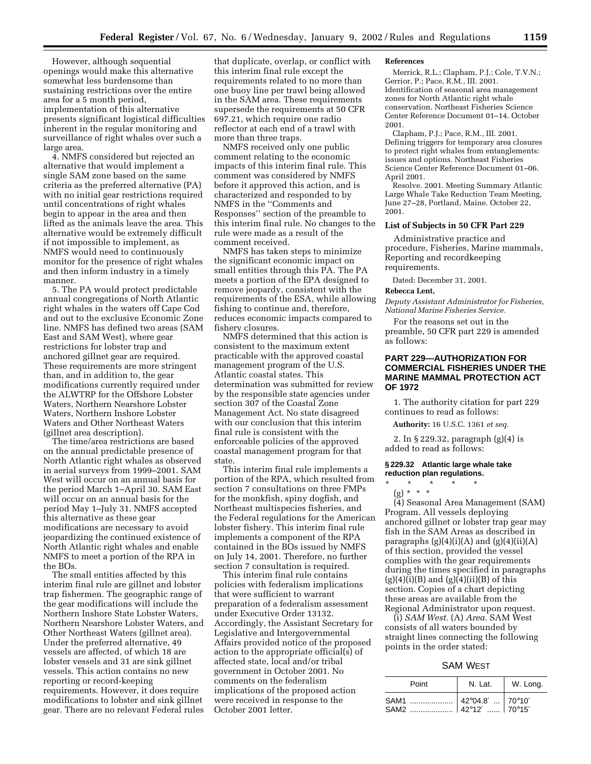However, although sequential openings would make this alternative somewhat less burdensome than sustaining restrictions over the entire area for a 5 month period, implementation of this alternative presents significant logistical difficulties inherent in the regular monitoring and surveillance of right whales over such a large area.

4. NMFS considered but rejected an alternative that would implement a single SAM zone based on the same criteria as the preferred alternative (PA) with no initial gear restrictions required until concentrations of right whales begin to appear in the area and then lifted as the animals leave the area. This alternative would be extremely difficult if not impossible to implement, as NMFS would need to continuously monitor for the presence of right whales and then inform industry in a timely manner.

5. The PA would protect predictable annual congregations of North Atlantic right whales in the waters off Cape Cod and out to the exclusive Economic Zone line. NMFS has defined two areas (SAM East and SAM West), where gear restrictions for lobster trap and anchored gillnet gear are required. These requirements are more stringent than, and in addition to, the gear modifications currently required under the ALWTRP for the Offshore Lobster Waters, Northern Nearshore Lobster Waters, Northern Inshore Lobster Waters and Other Northeast Waters (gillnet area description).

The time/area restrictions are based on the annual predictable presence of North Atlantic right whales as observed in aerial surveys from 1999–2001. SAM West will occur on an annual basis for the period March 1–April 30. SAM East will occur on an annual basis for the period May 1–July 31. NMFS accepted this alternative as these gear modifications are necessary to avoid jeopardizing the continued existence of North Atlantic right whales and enable NMFS to meet a portion of the RPA in the BOs.

The small entities affected by this interim final rule are gillnet and lobster trap fishermen. The geographic range of the gear modifications will include the Northern Inshore State Lobster Waters, Northern Nearshore Lobster Waters, and Other Northeast Waters (gillnet area). Under the preferred alternative, 49 vessels are affected, of which 18 are lobster vessels and 31 are sink gillnet vessels. This action contains no new reporting or record-keeping requirements. However, it does require modifications to lobster and sink gillnet gear. There are no relevant Federal rules that duplicate, overlap, or conflict with this interim final rule except the requirements related to no more than one buoy line per trawl being allowed in the SAM area. These requirements supersede the requirements at 50 CFR 697.21, which require one radio reflector at each end of a trawl with more than three traps.

NMFS received only one public comment relating to the economic impacts of this interim final rule. This comment was considered by NMFS before it approved this action, and is characterized and responded to by NMFS in the "Comments and Responses" section of the preamble to this interim final rule. No changes to the rule were made as a result of the comment received.

NMFS has taken steps to minimize the significant economic impact on small entities through this PA. The PA meets a portion of the EPA designed to remove jeopardy, consistent with the requirements of the ESA, while allowing fishing to continue and, therefore, reduces economic impacts compared to fishery closures.

NMFS determined that this action is consistent to the maximum extent practicable with the approved coastal management program of the U.S. Atlantic coastal states. This determination was submitted for review by the responsible state agencies under section 307 of the Coastal Zone Management Act. No state disagreed with our conclusion that this interim final rule is consistent with the enforceable policies of the approved coastal management program for that state.

This interim final rule implements a portion of the RPA, which resulted from section 7 consultations on three FMPs for the monkfish, spiny dogfish, and Northeast multispecies fisheries, and the Federal regulations for the American lobster fishery. This interim final rule implements a component of the RPA contained in the BOs issued by NMFS on July 14, 2001. Therefore, no further section 7 consultation is required.

This interim final rule contains policies with federalism implications that were sufficient to warrant preparation of a federalism assessment under Executive Order 13132. Accordingly, the Assistant Secretary for Legislative and Intergovernmental Affairs provided notice of the proposed action to the appropriate official(s) of affected state, local and/or tribal government in October 2001. No comments on the federalism implications of the proposed action were received in response to the October 2001 letter.

**References**

Merrick, R.L.; Clapham, P.J.; Cole, T.V.N.; Gerrior, P.; Pace, R.M., III. 2001. Identification of seasonal area management zones for North Atlantic right whale conservation. Northeast Fisheries Science Center Reference Document 01–14. October 2001.

Clapham, P.J.; Pace, R.M., III. 2001. Defining triggers for temporary area closures to protect right whales from entanglements: issues and options. Northeast Fisheries Science Center Reference Document 01–06. April 2001.

Resolve. 2001. Meeting Summary Atlantic Large Whale Take Reduction Team Meeting, June 27–28, Portland, Maine. October 22, 2001.

**List of Subjects in 50 CFR Part 229**

Administrative practice and procedure, Fisheries, Marine mammals, Reporting and recordkeeping requirements.

Dated: December 31, 2001.

**Rebecca Lent,**

*Deputy Assistant Administrator for Fisheries, National Marine Fisheries Service.*

For the reasons set out in the preamble, 50 CFR part 229 is amended as follows:

## PART 229—AUTHORIZATION FOR COMMERCIAL FISHERIES UNDER THE MARINE MAMMAL PROTECTION ACT OF 1972

1. The authority citation for part 229 continues to read as follows:

**Authority:** 16 U.S.C. 1361 *et seq.*

2. In § 229.32, paragraph (g)(4) is added to read as follows:

### § 229.32 Atlantic large whale take reduction plan regulations.

\* \* \* \* \*

(g) \* \* \*

(4) Seasonal Area Management (SAM) Program. All vessels deploying anchored gillnet or lobster trap gear may fish in the SAM Areas as described in paragraphs (g)(4)(i)(A) and (g)(4)(ii)(A) of this section, provided the vessel complies with the gear requirements during the times specified in paragraphs (g)(4)(i)(B) and (g)(4)(ii)(B) of this section. Copies of a chart depicting these areas are available from the Regional Administrator upon request.

(i) *SAM West.* (A) *Area.* SAM West consists of all waters bounded by straight lines connecting the following points in the order stated:

SAM WEST

| Point | N. Lat. | W. Long. |
|---|---|---|
| SAM1 | 42°04.8′ | 70°10′ |
| SAM2 | 42°12′ | 70°15′ |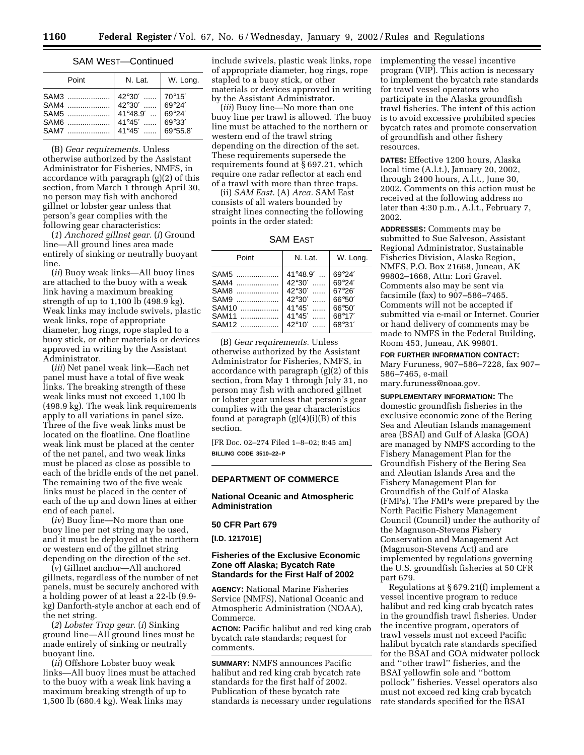SAM WEST—Continued

| Point | N. Lat. | W. Long. |
|---|---|---|
| SAM3 | 42°30′ | 70°15′ |
| SAM4 | 42°30′ | 69°24′ |
| SAM5 | 41°48.9′ | 69°24′ |
| SAM6 | 41°45′ | 69°33′ |
| SAM7 | 41°45′ | 69°55.8′ |

(B) *Gear requirements.* Unless otherwise authorized by the Assistant Administrator for Fisheries, NMFS, in accordance with paragraph (g)(2) of this section, from March 1 through April 30, no person may fish with anchored gillnet or lobster gear unless that person's gear complies with the following gear characteristics:

(*1*) *Anchored gillnet gear.* (*i*) Ground line—All ground lines area made entirely of sinking or neutrally buoyant line.

(*ii*) Buoy weak links—All buoy lines are attached to the buoy with a weak link having a maximum breaking strength of up to 1,100 lb (498.9 kg). Weak links may include swivels, plastic weak links, rope of appropriate diameter, hog rings, rope stapled to a buoy stick, or other materials or devices approved in writing by the Assistant Administrator.

(*iii*) Net panel weak link—Each net panel must have a total of five weak links. The breaking strength of these weak links must not exceed 1,100 lb (498.9 kg). The weak link requirements apply to all variations in panel size. Three of the five weak links must be located on the floatline. One floatline weak link must be placed at the center of the net panel, and two weak links must be placed as close as possible to each of the bridle ends of the net panel. The remaining two of the five weak links must be placed in the center of each of the up and down lines at either end of each panel.

(*iv*) Buoy line—No more than one buoy line per net string may be used, and it must be deployed at the northern or western end of the gillnet string depending on the direction of the set.

(*v*) Gillnet anchor—All anchored gillnets, regardless of the number of net panels, must be securely anchored with a holding power of at least a 22-lb (9.9-kg) Danforth-style anchor at each end of the net string.

(*2*) *Lobster Trap gear.* (*i*) Sinking ground line—All ground lines must be made entirely of sinking or neutrally buoyant line.

(*ii*) Offshore Lobster buoy weak links—All buoy lines must be attached to the buoy with a weak link having a maximum breaking strength of up to 1,500 lb (680.4 kg). Weak links may include swivels, plastic weak links, rope of appropriate diameter, hog rings, rope stapled to a buoy stick, or other materials or devices approved in writing by the Assistant Administrator.

(*iii*) Buoy line—No more than one buoy line per trawl is allowed. The buoy line must be attached to the northern or western end of the trawl string depending on the direction of the set. These requirements supersede the requirements found at § 697.21, which require one radar reflector at each end of a trawl with more than three traps.

(ii) *SAM East.* (A) *Area.* SAM East consists of all waters bounded by straight lines connecting the following points in the order stated:

SAM EAST

| Point | N. Lat. | W. Long. |
|---|---|---|
| SAM5 | 41°48.9′ | 69°24′ |
| SAM4 | 42°30′ | 69°24′ |
| SAM8 | 42°30′ | 67°26′ |
| SAM9 | 42°30′ | 66°50′ |
| SAM10 | 41°45′ | 66°50′ |
| SAM11 | 41°45′ | 68°17′ |
| SAM12 | 42°10′ | 68°31′ |

(B) *Gear requirements.* Unless otherwise authorized by the Assistant Administrator for Fisheries, NMFS, in accordance with paragraph (g)(2) of this section, from May 1 through July 31, no person may fish with anchored gillnet or lobster gear unless that person's gear complies with the gear characteristics found at paragraph (g)(4)(i)(B) of this section.

[FR Doc. 02–274 Filed 1–8–02; 8:45 am]

**BILLING CODE 3510–22–P**

## DEPARTMENT OF COMMERCE

## National Oceanic and Atmospheric Administration

## 50 CFR Part 679

**[I.D. 121701E]**

## Fisheries of the Exclusive Economic Zone off Alaska; Bycatch Rate Standards for the First Half of 2002

**AGENCY:** National Marine Fisheries Service (NMFS), National Oceanic and Atmospheric Administration (NOAA), Commerce.

**ACTION:** Pacific halibut and red king crab bycatch rate standards; request for comments.

**SUMMARY:** NMFS announces Pacific halibut and red king crab bycatch rate standards for the first half of 2002. Publication of these bycatch rate standards is necessary under regulations implementing the vessel incentive program (VIP). This action is necessary to implement the bycatch rate standards for trawl vessel operators who participate in the Alaska groundfish trawl fisheries. The intent of this action is to avoid excessive prohibited species bycatch rates and promote conservation of groundfish and other fishery resources.

**DATES:** Effective 1200 hours, Alaska local time (A.l.t.), January 20, 2002, through 2400 hours, A.l.t., June 30, 2002. Comments on this action must be received at the following address no later than 4:30 p.m., A.l.t., February 7, 2002.

**ADDRESSES:** Comments may be submitted to Sue Salveson, Assistant Regional Administrator, Sustainable Fisheries Division, Alaska Region, NMFS, P.O. Box 21668, Juneau, AK 99802–1668, Attn: Lori Gravel. Comments also may be sent via facsimile (fax) to 907–586–7465. Comments will not be accepted if submitted via e-mail or Internet. Courier or hand delivery of comments may be made to NMFS in the Federal Building, Room 453, Juneau, AK 99801.

**FOR FURTHER INFORMATION CONTACT:** Mary Furuness, 907–586–7228, fax 907–586–7465, e-mail mary.furuness@noaa.gov.

**SUPPLEMENTARY INFORMATION:** The domestic groundfish fisheries in the exclusive economic zone of the Bering Sea and Aleutian Islands management area (BSAI) and Gulf of Alaska (GOA) are managed by NMFS according to the Fishery Management Plan for the Groundfish Fishery of the Bering Sea and Aleutian Islands Area and the Fishery Management Plan for Groundfish of the Gulf of Alaska (FMPs). The FMPs were prepared by the North Pacific Fishery Management Council (Council) under the authority of the Magnuson-Stevens Fishery Conservation and Management Act (Magnuson-Stevens Act) and are implemented by regulations governing the U.S. groundfish fisheries at 50 CFR part 679.

Regulations at § 679.21(f) implement a vessel incentive program to reduce halibut and red king crab bycatch rates in the groundfish trawl fisheries. Under the incentive program, operators of trawl vessels must not exceed Pacific halibut bycatch rate standards specified for the BSAI and GOA midwater pollock and "other trawl" fisheries, and the BSAI yellowfin sole and "bottom pollock" fisheries. Vessel operators also must not exceed red king crab bycatch rate standards specified for the BSAI